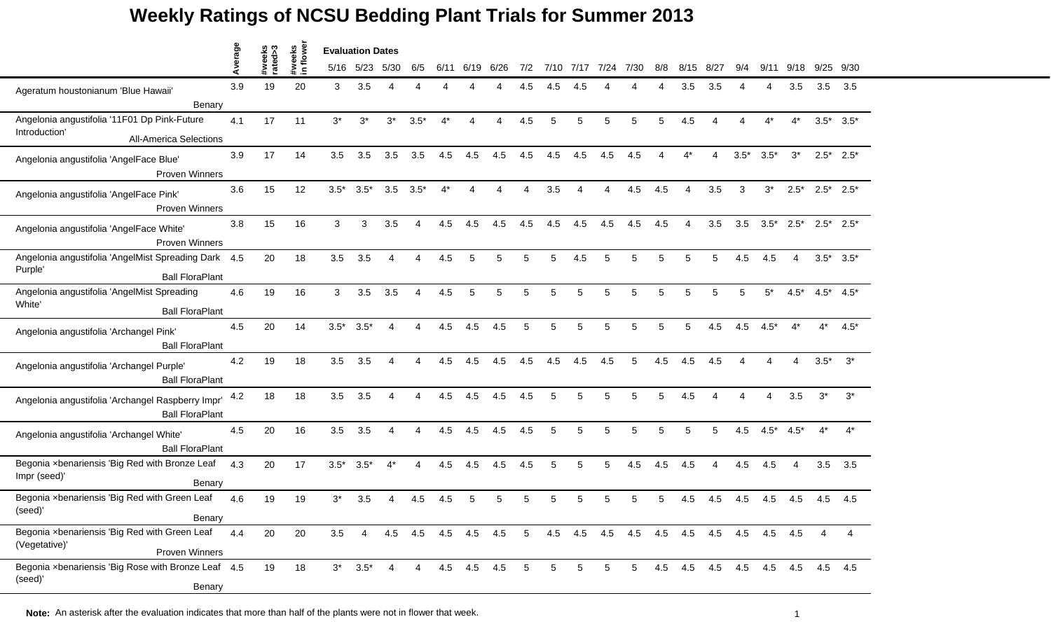# Weekly Ratings of NCSU Bedding Plant Trials for Summer 2013

| | Average | #weeks rated>3 | #weeks in flower | Evaluation Dates | | | | | | | | | | | | | | | | | | | |
|---|---|---|---|---|---|---|---|---|---|---|---|---|---|---|---|---|---|---|---|---|---|---|---|
| | | | | 5/16 | 5/23 | 5/30 | 6/5 | 6/11 | 6/19 | 6/26 | 7/2 | 7/10 | 7/17 | 7/24 | 7/30 | 8/8 | 8/15 | 8/27 | 9/4 | 9/11 | 9/18 | 9/25 | 9/30 |
| Ageratum houstonianum 'Blue Hawaii' Benary | 3.9 | 19 | 20 | 3 | 3.5 | 4 | 4 | 4 | 4 | 4 | 4.5 | 4.5 | 4.5 | 4 | 4 | 4 | 3.5 | 3.5 | 4 | 4 | 3.5 | 3.5 | 3.5 |
| Angelonia angustifolia '11F01 Dp Pink-Future Introduction' All-America Selections | 4.1 | 17 | 11 | 3* | 3* | 3* | 3.5* | 4* | 4 | 4 | 4.5 | 5 | 5 | 5 | 5 | 5 | 4.5 | 4 | 4 | 4* | 4* | 3.5* | 3.5* |
| Angelonia angustifolia 'AngelFace Blue' Proven Winners | 3.9 | 17 | 14 | 3.5 | 3.5 | 3.5 | 3.5 | 4.5 | 4.5 | 4.5 | 4.5 | 4.5 | 4.5 | 4.5 | 4.5 | 4 | 4* | 4 | 3.5* | 3.5* | 3* | 2.5* | 2.5* |
| Angelonia angustifolia 'AngelFace Pink' Proven Winners | 3.6 | 15 | 12 | 3.5* | 3.5* | 3.5 | 3.5* | 4* | 4 | 4 | 4 | 3.5 | 4 | 4 | 4.5 | 4.5 | 4 | 3.5 | 3 | 3* | 2.5* | 2.5* | 2.5* |
| Angelonia angustifolia 'AngelFace White' Proven Winners | 3.8 | 15 | 16 | 3 | 3 | 3.5 | 4 | 4.5 | 4.5 | 4.5 | 4.5 | 4.5 | 4.5 | 4.5 | 4.5 | 4.5 | 4 | 3.5 | 3.5 | 3.5* | 2.5* | 2.5* | 2.5* |
| Angelonia angustifolia 'AngelMist Spreading Dark Purple' Ball FloraPlant | 4.5 | 20 | 18 | 3.5 | 3.5 | 4 | 4 | 4.5 | 5 | 5 | 5 | 5 | 4.5 | 5 | 5 | 5 | 5 | 5 | 4.5 | 4.5 | 4 | 3.5* | 3.5* |
| Angelonia angustifolia 'AngelMist Spreading White' Ball FloraPlant | 4.6 | 19 | 16 | 3 | 3.5 | 3.5 | 4 | 4.5 | 5 | 5 | 5 | 5 | 5 | 5 | 5 | 5 | 5 | 5 | 5 | 5* | 4.5* | 4.5* | 4.5* |
| Angelonia angustifolia 'Archangel Pink' Ball FloraPlant | 4.5 | 20 | 14 | 3.5* | 3.5* | 4 | 4 | 4.5 | 4.5 | 4.5 | 5 | 5 | 5 | 5 | 5 | 5 | 5 | 4.5 | 4.5 | 4.5* | 4* | 4* | 4.5* |
| Angelonia angustifolia 'Archangel Purple' Ball FloraPlant | 4.2 | 19 | 18 | 3.5 | 3.5 | 4 | 4 | 4.5 | 4.5 | 4.5 | 4.5 | 4.5 | 4.5 | 4.5 | 5 | 4.5 | 4.5 | 4.5 | 4 | 4 | 4 | 3.5* | 3* |
| Angelonia angustifolia 'Archangel Raspberry Impr' Ball FloraPlant | 4.2 | 18 | 18 | 3.5 | 3.5 | 4 | 4 | 4.5 | 4.5 | 4.5 | 4.5 | 5 | 5 | 5 | 5 | 5 | 4.5 | 4 | 4 | 4 | 3.5 | 3* | 3* |
| Angelonia angustifolia 'Archangel White' Ball FloraPlant | 4.5 | 20 | 16 | 3.5 | 3.5 | 4 | 4 | 4.5 | 4.5 | 4.5 | 4.5 | 5 | 5 | 5 | 5 | 5 | 5 | 5 | 4.5 | 4.5* | 4.5* | 4* | 4* |
| Begonia ×benariensis 'Big Red with Bronze Leaf Impr (seed)' Benary | 4.3 | 20 | 17 | 3.5* | 3.5* | 4* | 4 | 4.5 | 4.5 | 4.5 | 4.5 | 5 | 5 | 5 | 4.5 | 4.5 | 4.5 | 4 | 4.5 | 4.5 | 4 | 3.5 | 3.5 |
| Begonia ×benariensis 'Big Red with Green Leaf (seed)' Benary | 4.6 | 19 | 19 | 3* | 3.5 | 4 | 4.5 | 4.5 | 5 | 5 | 5 | 5 | 5 | 5 | 5 | 5 | 4.5 | 4.5 | 4.5 | 4.5 | 4.5 | 4.5 | 4.5 |
| Begonia ×benariensis 'Big Red with Green Leaf (Vegetative)' Proven Winners | 4.4 | 20 | 20 | 3.5 | 4 | 4.5 | 4.5 | 4.5 | 4.5 | 4.5 | 5 | 4.5 | 4.5 | 4.5 | 4.5 | 4.5 | 4.5 | 4.5 | 4.5 | 4.5 | 4.5 | 4 | 4 |
| Begonia ×benariensis 'Big Rose with Bronze Leaf (seed)' Benary | 4.5 | 19 | 18 | 3* | 3.5* | 4 | 4 | 4.5 | 4.5 | 4.5 | 5 | 5 | 5 | 5 | 5 | 4.5 | 4.5 | 4.5 | 4.5 | 4.5 | 4.5 | 4.5 | 4.5 |

**Note:** An asterisk after the evaluation indicates that more than half of the plants were not in flower that week.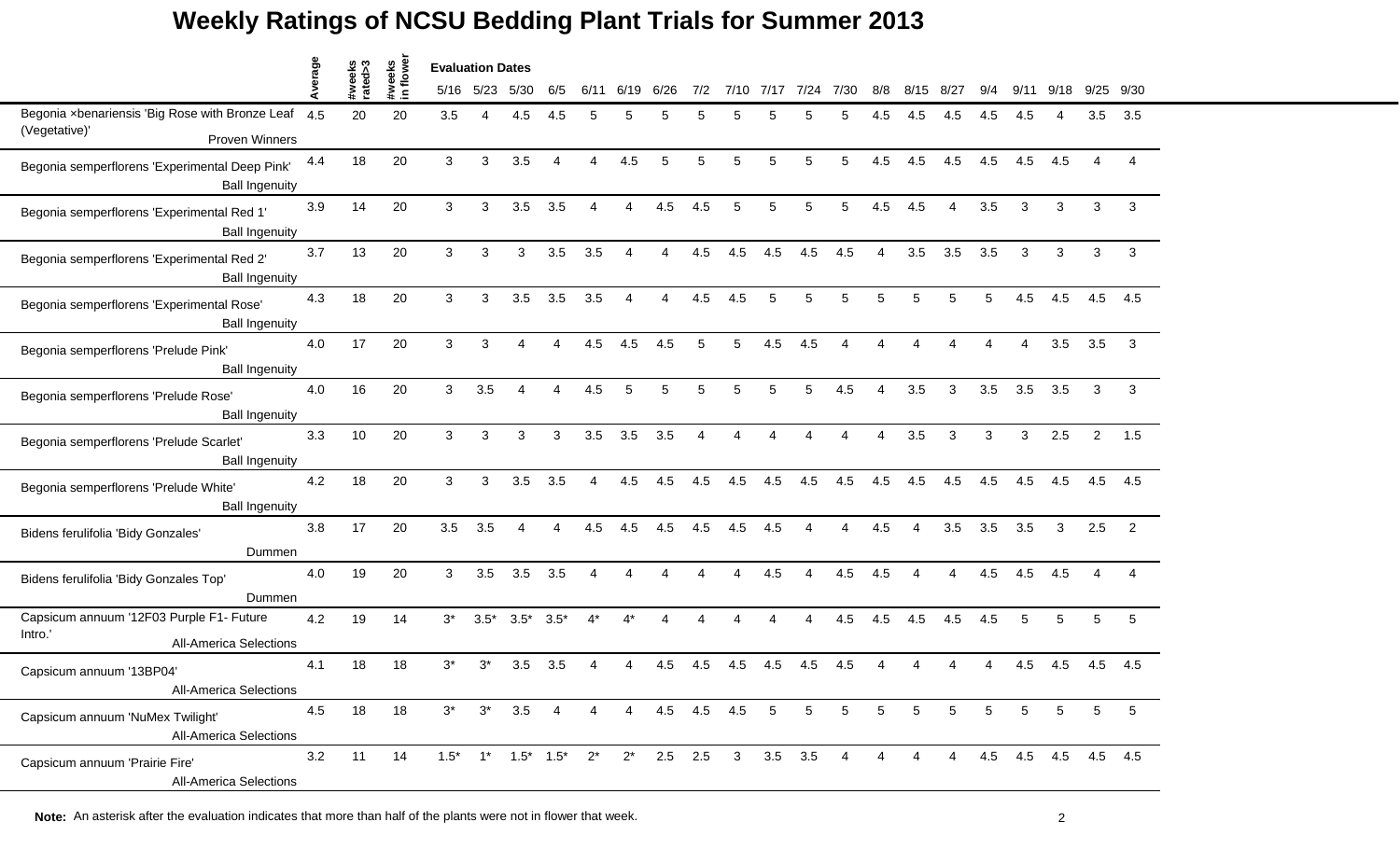# Weekly Ratings of NCSU Bedding Plant Trials for Summer 2013

| | Average | #weeks rated>3 | #weeks in flower | 5/16 | 5/23 | 5/30 | 6/5 | 6/11 | 6/19 | 6/26 | 7/2 | 7/10 | 7/17 | 7/24 | 7/30 | 8/8 | 8/15 | 8/27 | 9/4 | 9/11 | 9/18 | 9/25 | 9/30 |
|---|---|---|---|---|---|---|---|---|---|---|---|---|---|---|---|---|---|---|---|---|---|---|---|
| | | | | Evaluation Dates | | | | | | | | | | | | | | | | | | | |
| Begonia ×benariensis 'Big Rose with Bronze Leaf (Vegetative)' Proven Winners | 4.5 | 20 | 20 | 3.5 | 4 | 4.5 | 4.5 | 5 | 5 | 5 | 5 | 5 | 5 | 5 | 5 | 4.5 | 4.5 | 4.5 | 4.5 | 4.5 | 4 | 3.5 | 3.5 |
| Begonia semperflorens 'Experimental Deep Pink' Ball Ingenuity | 4.4 | 18 | 20 | 3 | 3 | 3.5 | 4 | 4 | 4.5 | 5 | 5 | 5 | 5 | 5 | 5 | 4.5 | 4.5 | 4.5 | 4.5 | 4.5 | 4.5 | 4 | 4 |
| Begonia semperflorens 'Experimental Red 1' Ball Ingenuity | 3.9 | 14 | 20 | 3 | 3 | 3.5 | 3.5 | 4 | 4 | 4.5 | 4.5 | 5 | 5 | 5 | 5 | 4.5 | 4.5 | 4 | 3.5 | 3 | 3 | 3 | 3 |
| Begonia semperflorens 'Experimental Red 2' Ball Ingenuity | 3.7 | 13 | 20 | 3 | 3 | 3 | 3.5 | 3.5 | 4 | 4 | 4.5 | 4.5 | 4.5 | 4.5 | 4.5 | 4 | 3.5 | 3.5 | 3.5 | 3 | 3 | 3 | 3 |
| Begonia semperflorens 'Experimental Rose' Ball Ingenuity | 4.3 | 18 | 20 | 3 | 3 | 3.5 | 3.5 | 3.5 | 4 | 4 | 4.5 | 4.5 | 5 | 5 | 5 | 5 | 5 | 5 | 5 | 4.5 | 4.5 | 4.5 | 4.5 |
| Begonia semperflorens 'Prelude Pink' Ball Ingenuity | 4.0 | 17 | 20 | 3 | 3 | 4 | 4 | 4.5 | 4.5 | 4.5 | 5 | 5 | 4.5 | 4.5 | 4 | 4 | 4 | 4 | 4 | 4 | 3.5 | 3.5 | 3 |
| Begonia semperflorens 'Prelude Rose' Ball Ingenuity | 4.0 | 16 | 20 | 3 | 3.5 | 4 | 4 | 4.5 | 5 | 5 | 5 | 5 | 5 | 5 | 4.5 | 4 | 3.5 | 3 | 3.5 | 3.5 | 3.5 | 3 | 3 |
| Begonia semperflorens 'Prelude Scarlet' Ball Ingenuity | 3.3 | 10 | 20 | 3 | 3 | 3 | 3 | 3.5 | 3.5 | 3.5 | 4 | 4 | 4 | 4 | 4 | 4 | 3.5 | 3 | 3 | 3 | 2.5 | 2 | 1.5 |
| Begonia semperflorens 'Prelude White' Ball Ingenuity | 4.2 | 18 | 20 | 3 | 3 | 3.5 | 3.5 | 4 | 4.5 | 4.5 | 4.5 | 4.5 | 4.5 | 4.5 | 4.5 | 4.5 | 4.5 | 4.5 | 4.5 | 4.5 | 4.5 | 4.5 | 4.5 |
| Bidens ferulifolia 'Bidy Gonzales' Dummen | 3.8 | 17 | 20 | 3.5 | 3.5 | 4 | 4 | 4.5 | 4.5 | 4.5 | 4.5 | 4.5 | 4.5 | 4 | 4 | 4.5 | 4 | 3.5 | 3.5 | 3.5 | 3 | 2.5 | 2 |
| Bidens ferulifolia 'Bidy Gonzales Top' Dummen | 4.0 | 19 | 20 | 3 | 3.5 | 3.5 | 3.5 | 4 | 4 | 4 | 4 | 4 | 4.5 | 4 | 4.5 | 4.5 | 4 | 4 | 4.5 | 4.5 | 4.5 | 4 | 4 |
| Capsicum annuum '12F03 Purple F1- Future Intro.' All-America Selections | 4.2 | 19 | 14 | 3* | 3.5* | 3.5* | 3.5* | 4* | 4* | 4 | 4 | 4 | 4 | 4 | 4.5 | 4.5 | 4.5 | 4.5 | 4.5 | 5 | 5 | 5 | 5 |
| Capsicum annuum '13BP04' All-America Selections | 4.1 | 18 | 18 | 3* | 3* | 3.5 | 3.5 | 4 | 4 | 4.5 | 4.5 | 4.5 | 4.5 | 4.5 | 4.5 | 4 | 4 | 4 | 4 | 4.5 | 4.5 | 4.5 | 4.5 |
| Capsicum annuum 'NuMex Twilight' All-America Selections | 4.5 | 18 | 18 | 3* | 3* | 3.5 | 4 | 4 | 4 | 4.5 | 4.5 | 4.5 | 5 | 5 | 5 | 5 | 5 | 5 | 5 | 5 | 5 | 5 | 5 |
| Capsicum annuum 'Prairie Fire' All-America Selections | 3.2 | 11 | 14 | 1.5* | 1* | 1.5* | 1.5* | 2* | 2* | 2.5 | 2.5 | 3 | 3.5 | 3.5 | 4 | 4 | 4 | 4 | 4.5 | 4.5 | 4.5 | 4.5 | 4.5 |

**Note:** An asterisk after the evaluation indicates that more than half of the plants were not in flower that week.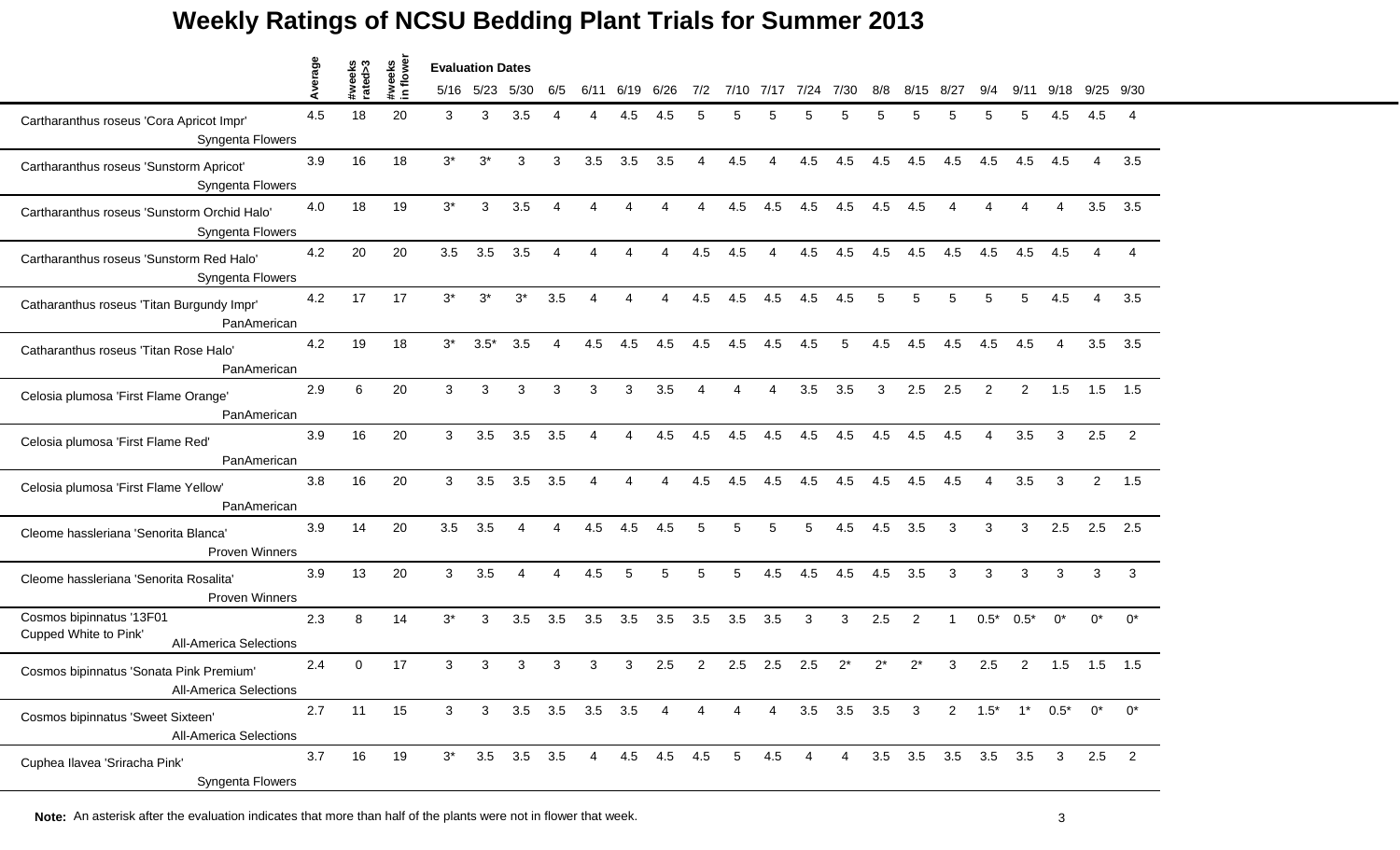# Weekly Ratings of NCSU Bedding Plant Trials for Summer 2013

| | Average | #weeks rated>3 | #weeks in flower | 5/16 | 5/23 | 5/30 | 6/5 | 6/11 | 6/19 | 6/26 | 7/2 | 7/10 | 7/17 | 7/24 | 7/30 | 8/8 | 8/15 | 8/27 | 9/4 | 9/11 | 9/18 | 9/25 | 9/30 |
|---|---|---|---|---|---|---|---|---|---|---|---|---|---|---|---|---|---|---|---|---|---|---|---|
| | | | | Evaluation Dates | | | | | | | | | | | | | | | | | | | |
| Cartharanthus roseus 'Cora Apricot Impr' Syngenta Flowers | 4.5 | 18 | 20 | 3 | 3 | 3.5 | 4 | 4 | 4.5 | 4.5 | 5 | 5 | 5 | 5 | 5 | 5 | 5 | 5 | 5 | 5 | 4.5 | 4.5 | 4 |
| Cartharanthus roseus 'Sunstorm Apricot' Syngenta Flowers | 3.9 | 16 | 18 | 3* | 3* | 3 | 3 | 3.5 | 3.5 | 3.5 | 4 | 4.5 | 4 | 4.5 | 4.5 | 4.5 | 4.5 | 4.5 | 4.5 | 4.5 | 4.5 | 4 | 3.5 |
| Cartharanthus roseus 'Sunstorm Orchid Halo' Syngenta Flowers | 4.0 | 18 | 19 | 3* | 3 | 3.5 | 4 | 4 | 4 | 4 | 4 | 4.5 | 4.5 | 4.5 | 4.5 | 4.5 | 4.5 | 4 | 4 | 4 | 4 | 3.5 | 3.5 |
| Cartharanthus roseus 'Sunstorm Red Halo' Syngenta Flowers | 4.2 | 20 | 20 | 3.5 | 3.5 | 3.5 | 4 | 4 | 4 | 4 | 4.5 | 4.5 | 4 | 4.5 | 4.5 | 4.5 | 4.5 | 4.5 | 4.5 | 4.5 | 4.5 | 4 | 4 |
| Catharanthus roseus 'Titan Burgundy Impr' PanAmerican | 4.2 | 17 | 17 | 3* | 3* | 3* | 3.5 | 4 | 4 | 4 | 4.5 | 4.5 | 4.5 | 4.5 | 4.5 | 5 | 5 | 5 | 5 | 5 | 4.5 | 4 | 3.5 |
| Catharanthus roseus 'Titan Rose Halo' PanAmerican | 4.2 | 19 | 18 | 3* | 3.5* | 3.5 | 4 | 4.5 | 4.5 | 4.5 | 4.5 | 4.5 | 4.5 | 4.5 | 5 | 4.5 | 4.5 | 4.5 | 4.5 | 4.5 | 4 | 3.5 | 3.5 |
| Celosia plumosa 'First Flame Orange' PanAmerican | 2.9 | 6 | 20 | 3 | 3 | 3 | 3 | 3 | 3 | 3.5 | 4 | 4 | 4 | 3.5 | 3.5 | 3 | 2.5 | 2.5 | 2 | 2 | 1.5 | 1.5 | 1.5 |
| Celosia plumosa 'First Flame Red' PanAmerican | 3.9 | 16 | 20 | 3 | 3.5 | 3.5 | 3.5 | 4 | 4 | 4.5 | 4.5 | 4.5 | 4.5 | 4.5 | 4.5 | 4.5 | 4.5 | 4.5 | 4 | 3.5 | 3 | 2.5 | 2 |
| Celosia plumosa 'First Flame Yellow' PanAmerican | 3.8 | 16 | 20 | 3 | 3.5 | 3.5 | 3.5 | 4 | 4 | 4 | 4.5 | 4.5 | 4.5 | 4.5 | 4.5 | 4.5 | 4.5 | 4.5 | 4 | 3.5 | 3 | 2 | 1.5 |
| Cleome hassleriana 'Senorita Blanca' Proven Winners | 3.9 | 14 | 20 | 3.5 | 3.5 | 4 | 4 | 4.5 | 4.5 | 4.5 | 5 | 5 | 5 | 5 | 4.5 | 4.5 | 3.5 | 3 | 3 | 3 | 2.5 | 2.5 | 2.5 |
| Cleome hassleriana 'Senorita Rosalita' Proven Winners | 3.9 | 13 | 20 | 3 | 3.5 | 4 | 4 | 4.5 | 5 | 5 | 5 | 5 | 4.5 | 4.5 | 4.5 | 4.5 | 3.5 | 3 | 3 | 3 | 3 | 3 | 3 |
| Cosmos bipinnatus '13F01 Cupped White to Pink' All-America Selections | 2.3 | 8 | 14 | 3* | 3 | 3.5 | 3.5 | 3.5 | 3.5 | 3.5 | 3.5 | 3.5 | 3.5 | 3 | 3 | 2.5 | 2 | 1 | 0.5* | 0.5* | 0* | 0* | 0* |
| Cosmos bipinnatus 'Sonata Pink Premium' All-America Selections | 2.4 | 0 | 17 | 3 | 3 | 3 | 3 | 3 | 3 | 2.5 | 2 | 2.5 | 2.5 | 2.5 | 2* | 2* | 2* | 3 | 2.5 | 2 | 1.5 | 1.5 | 1.5 |
| Cosmos bipinnatus 'Sweet Sixteen' All-America Selections | 2.7 | 11 | 15 | 3 | 3 | 3.5 | 3.5 | 3.5 | 3.5 | 4 | 4 | 4 | 4 | 3.5 | 3.5 | 3.5 | 3 | 2 | 1.5* | 1* | 0.5* | 0* | 0* |
| Cuphea llavea 'Sriracha Pink' Syngenta Flowers | 3.7 | 16 | 19 | 3* | 3.5 | 3.5 | 3.5 | 4 | 4.5 | 4.5 | 4.5 | 5 | 4.5 | 4 | 4 | 3.5 | 3.5 | 3.5 | 3.5 | 3.5 | 3 | 2.5 | 2 |

**Note:** An asterisk after the evaluation indicates that more than half of the plants were not in flower that week.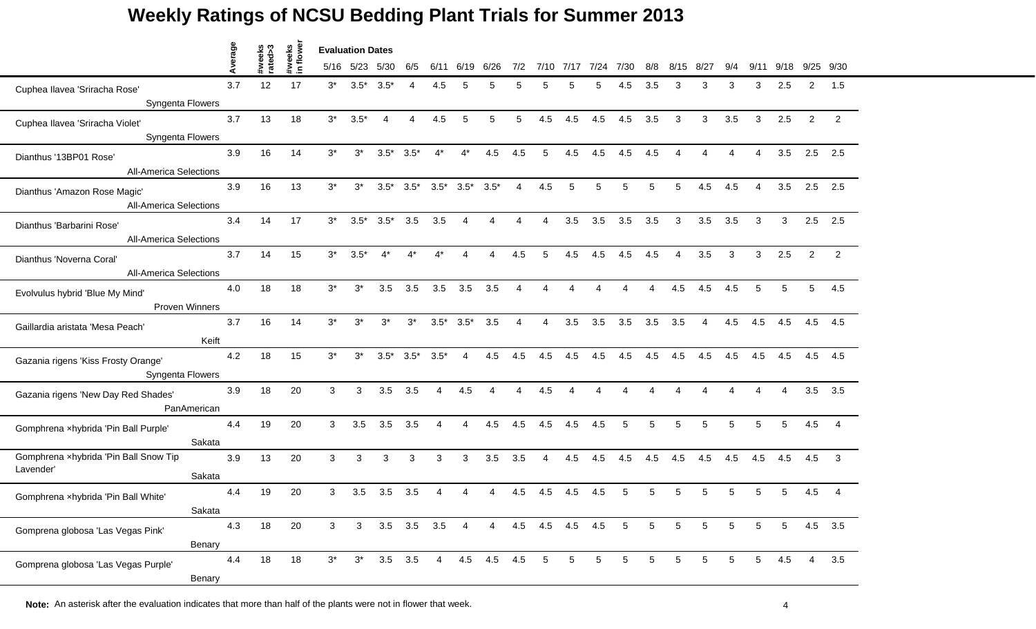# Weekly Ratings of NCSU Bedding Plant Trials for Summer 2013

| | Average | #weeks rated>3 | #weeks in flower | 5/16 | 5/23 | 5/30 | 6/5 | 6/11 | 6/19 | 6/26 | 7/2 | 7/10 | 7/17 | 7/24 | 7/30 | 8/8 | 8/15 | 8/27 | 9/4 | 9/11 | 9/18 | 9/25 | 9/30 |
|---|---|---|---|---|---|---|---|---|---|---|---|---|---|---|---|---|---|---|---|---|---|---|---|
| | | | | Evaluation Dates | | | | | | | | | | | | | | | | | | | |
| Cuphea llavea 'Sriracha Rose' Syngenta Flowers | 3.7 | 12 | 17 | 3* | 3.5* | 3.5* | 4 | 4.5 | 5 | 5 | 5 | 5 | 5 | 5 | 4.5 | 3.5 | 3 | 3 | 3 | 3 | 2.5 | 2 | 1.5 |
| Cuphea llavea 'Sriracha Violet' Syngenta Flowers | 3.7 | 13 | 18 | 3* | 3.5* | 4 | 4 | 4.5 | 5 | 5 | 5 | 4.5 | 4.5 | 4.5 | 4.5 | 3.5 | 3 | 3 | 3.5 | 3 | 2.5 | 2 | 2 |
| Dianthus '13BP01 Rose' All-America Selections | 3.9 | 16 | 14 | 3* | 3* | 3.5* | 3.5* | 4* | 4* | 4.5 | 4.5 | 5 | 4.5 | 4.5 | 4.5 | 4.5 | 4 | 4 | 4 | 4 | 3.5 | 2.5 | 2.5 |
| Dianthus 'Amazon Rose Magic' All-America Selections | 3.9 | 16 | 13 | 3* | 3* | 3.5* | 3.5* | 3.5* | 3.5* | 3.5* | 4 | 4.5 | 5 | 5 | 5 | 5 | 5 | 4.5 | 4.5 | 4 | 3.5 | 2.5 | 2.5 |
| Dianthus 'Barbarini Rose' All-America Selections | 3.4 | 14 | 17 | 3* | 3.5* | 3.5* | 3.5 | 3.5 | 4 | 4 | 4 | 4 | 3.5 | 3.5 | 3.5 | 3.5 | 3 | 3.5 | 3.5 | 3 | 3 | 2.5 | 2.5 |
| Dianthus 'Noverna Coral' All-America Selections | 3.7 | 14 | 15 | 3* | 3.5* | 4* | 4* | 4* | 4 | 4 | 4.5 | 5 | 4.5 | 4.5 | 4.5 | 4.5 | 4 | 3.5 | 3 | 3 | 2.5 | 2 | 2 |
| Evolvulus hybrid 'Blue My Mind' Proven Winners | 4.0 | 18 | 18 | 3* | 3* | 3.5 | 3.5 | 3.5 | 3.5 | 3.5 | 4 | 4 | 4 | 4 | 4 | 4 | 4.5 | 4.5 | 4.5 | 5 | 5 | 5 | 4.5 |
| Gaillardia aristata 'Mesa Peach' Keift | 3.7 | 16 | 14 | 3* | 3* | 3* | 3* | 3.5* | 3.5* | 3.5 | 4 | 4 | 3.5 | 3.5 | 3.5 | 3.5 | 3.5 | 4 | 4.5 | 4.5 | 4.5 | 4.5 | 4.5 |
| Gazania rigens 'Kiss Frosty Orange' Syngenta Flowers | 4.2 | 18 | 15 | 3* | 3* | 3.5* | 3.5* | 3.5* | 4 | 4.5 | 4.5 | 4.5 | 4.5 | 4.5 | 4.5 | 4.5 | 4.5 | 4.5 | 4.5 | 4.5 | 4.5 | 4.5 | 4.5 |
| Gazania rigens 'New Day Red Shades' PanAmerican | 3.9 | 18 | 20 | 3 | 3 | 3.5 | 3.5 | 4 | 4.5 | 4 | 4 | 4.5 | 4 | 4 | 4 | 4 | 4 | 4 | 4 | 4 | 4 | 3.5 | 3.5 |
| Gomphrena ×hybrida 'Pin Ball Purple' Sakata | 4.4 | 19 | 20 | 3 | 3.5 | 3.5 | 3.5 | 4 | 4 | 4.5 | 4.5 | 4.5 | 4.5 | 4.5 | 5 | 5 | 5 | 5 | 5 | 5 | 5 | 4.5 | 4 |
| Gomphrena ×hybrida 'Pin Ball Snow Tip Lavender' Sakata | 3.9 | 13 | 20 | 3 | 3 | 3 | 3 | 3 | 3 | 3.5 | 3.5 | 4 | 4.5 | 4.5 | 4.5 | 4.5 | 4.5 | 4.5 | 4.5 | 4.5 | 4.5 | 4.5 | 3 |
| Gomphrena ×hybrida 'Pin Ball White' Sakata | 4.4 | 19 | 20 | 3 | 3.5 | 3.5 | 3.5 | 4 | 4 | 4 | 4.5 | 4.5 | 4.5 | 4.5 | 5 | 5 | 5 | 5 | 5 | 5 | 5 | 4.5 | 4 |
| Gomprena globosa 'Las Vegas Pink' Benary | 4.3 | 18 | 20 | 3 | 3 | 3.5 | 3.5 | 3.5 | 4 | 4 | 4.5 | 4.5 | 4.5 | 4.5 | 5 | 5 | 5 | 5 | 5 | 5 | 5 | 4.5 | 3.5 |
| Gomprena globosa 'Las Vegas Purple' Benary | 4.4 | 18 | 18 | 3* | 3* | 3.5 | 3.5 | 4 | 4.5 | 4.5 | 4.5 | 5 | 5 | 5 | 5 | 5 | 5 | 5 | 5 | 5 | 4.5 | 4 | 3.5 |

**Note:** An asterisk after the evaluation indicates that more than half of the plants were not in flower that week.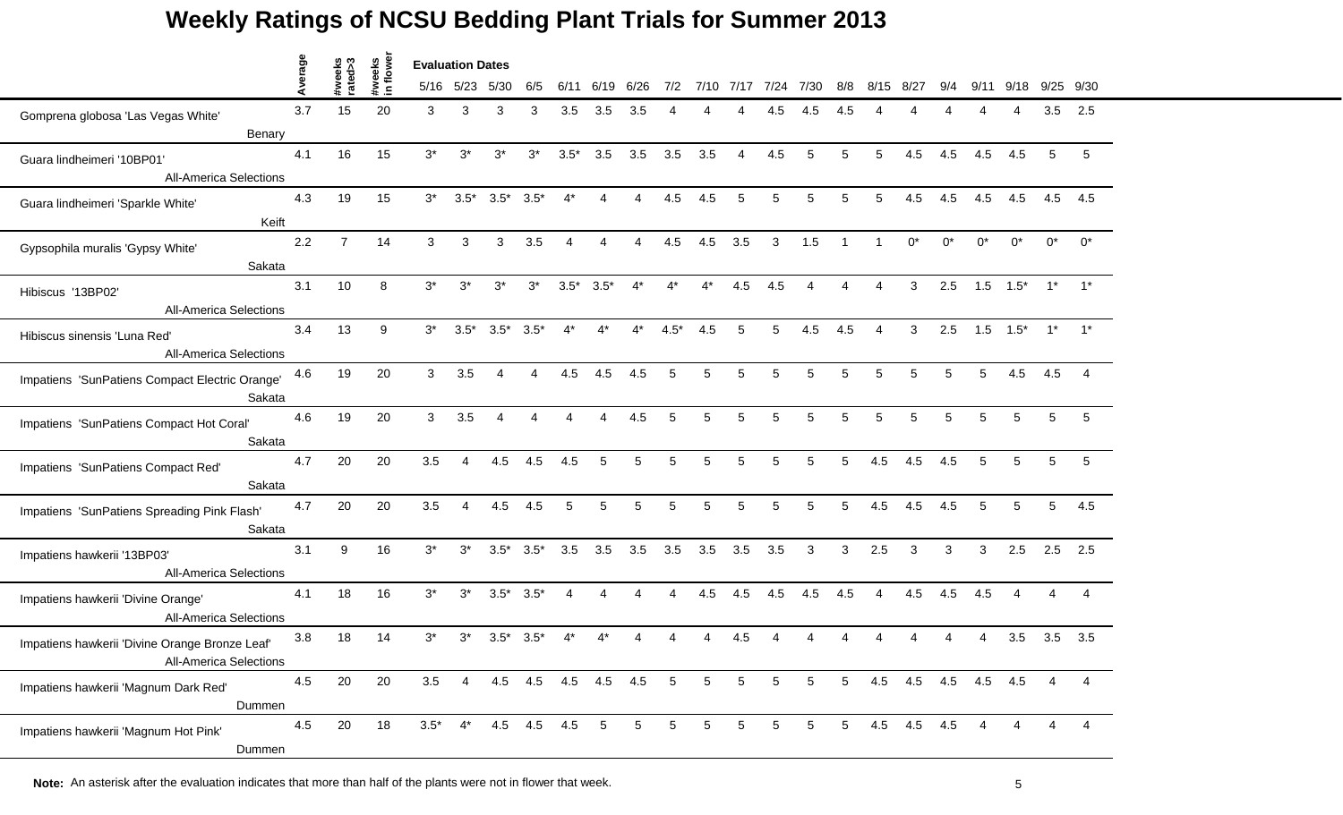# Weekly Ratings of NCSU Bedding Plant Trials for Summer 2013

| | Average | #weeks rated>3 | #weeks in flower | 5/16 | 5/23 | 5/30 | 6/5 | 6/11 | 6/19 | 6/26 | 7/2 | 7/10 | 7/17 | 7/24 | 7/30 | 8/8 | 8/15 | 8/27 | 9/4 | 9/11 | 9/18 | 9/25 | 9/30 |
|---|---|---|---|---|---|---|---|---|---|---|---|---|---|---|---|---|---|---|---|---|---|---|---|
| | | | | Evaluation Dates | | | | | | | | | | | | | | | | | | | |
| Gomprena globosa 'Las Vegas White' Benary | 3.7 | 15 | 20 | 3 | 3 | 3 | 3 | 3.5 | 3.5 | 3.5 | 4 | 4 | 4 | 4.5 | 4.5 | 4.5 | 4 | 4 | 4 | 4 | 4 | 3.5 | 2.5 |
| Guara lindheimeri '10BP01' All-America Selections | 4.1 | 16 | 15 | 3* | 3* | 3* | 3* | 3.5* | 3.5 | 3.5 | 3.5 | 3.5 | 4 | 4.5 | 5 | 5 | 5 | 4.5 | 4.5 | 4.5 | 4.5 | 5 | 5 |
| Guara lindheimeri 'Sparkle White' Keift | 4.3 | 19 | 15 | 3* | 3.5* | 3.5* | 3.5* | 4* | 4 | 4 | 4.5 | 4.5 | 5 | 5 | 5 | 5 | 5 | 4.5 | 4.5 | 4.5 | 4.5 | 4.5 | 4.5 |
| Gypsophila muralis 'Gypsy White' Sakata | 2.2 | 7 | 14 | 3 | 3 | 3 | 3.5 | 4 | 4 | 4 | 4.5 | 4.5 | 3.5 | 3 | 1.5 | 1 | 1 | 0* | 0* | 0* | 0* | 0* | 0* |
| Hibiscus '13BP02' All-America Selections | 3.1 | 10 | 8 | 3* | 3* | 3* | 3* | 3.5* | 3.5* | 4* | 4* | 4* | 4.5 | 4.5 | 4 | 4 | 4 | 3 | 2.5 | 1.5 | 1.5* | 1* | 1* |
| Hibiscus sinensis 'Luna Red' All-America Selections | 3.4 | 13 | 9 | 3* | 3.5* | 3.5* | 3.5* | 4* | 4* | 4* | 4.5* | 4.5 | 5 | 5 | 4.5 | 4.5 | 4 | 3 | 2.5 | 1.5 | 1.5* | 1* | 1* |
| Impatiens 'SunPatiens Compact Electric Orange' Sakata | 4.6 | 19 | 20 | 3 | 3.5 | 4 | 4 | 4.5 | 4.5 | 4.5 | 5 | 5 | 5 | 5 | 5 | 5 | 5 | 5 | 5 | 5 | 4.5 | 4.5 | 4 |
| Impatiens 'SunPatiens Compact Hot Coral' Sakata | 4.6 | 19 | 20 | 3 | 3.5 | 4 | 4 | 4 | 4 | 4.5 | 5 | 5 | 5 | 5 | 5 | 5 | 5 | 5 | 5 | 5 | 5 | 5 | 5 |
| Impatiens 'SunPatiens Compact Red' Sakata | 4.7 | 20 | 20 | 3.5 | 4 | 4.5 | 4.5 | 4.5 | 5 | 5 | 5 | 5 | 5 | 5 | 5 | 5 | 4.5 | 4.5 | 4.5 | 5 | 5 | 5 | 5 |
| Impatiens 'SunPatiens Spreading Pink Flash' Sakata | 4.7 | 20 | 20 | 3.5 | 4 | 4.5 | 4.5 | 5 | 5 | 5 | 5 | 5 | 5 | 5 | 5 | 5 | 4.5 | 4.5 | 4.5 | 5 | 5 | 5 | 4.5 |
| Impatiens hawkerii '13BP03' All-America Selections | 3.1 | 9 | 16 | 3* | 3* | 3.5* | 3.5* | 3.5 | 3.5 | 3.5 | 3.5 | 3.5 | 3.5 | 3.5 | 3 | 3 | 2.5 | 3 | 3 | 3 | 2.5 | 2.5 | 2.5 |
| Impatiens hawkerii 'Divine Orange' All-America Selections | 4.1 | 18 | 16 | 3* | 3* | 3.5* | 3.5* | 4 | 4 | 4 | 4 | 4.5 | 4.5 | 4.5 | 4.5 | 4.5 | 4 | 4.5 | 4.5 | 4.5 | 4 | 4 | 4 |
| Impatiens hawkerii 'Divine Orange Bronze Leaf' All-America Selections | 3.8 | 18 | 14 | 3* | 3* | 3.5* | 3.5* | 4* | 4* | 4 | 4 | 4 | 4.5 | 4 | 4 | 4 | 4 | 4 | 4 | 4 | 3.5 | 3.5 | 3.5 |
| Impatiens hawkerii 'Magnum Dark Red' Dummen | 4.5 | 20 | 20 | 3.5 | 4 | 4.5 | 4.5 | 4.5 | 4.5 | 4.5 | 5 | 5 | 5 | 5 | 5 | 5 | 4.5 | 4.5 | 4.5 | 4.5 | 4.5 | 4 | 4 |
| Impatiens hawkerii 'Magnum Hot Pink' Dummen | 4.5 | 20 | 18 | 3.5* | 4* | 4.5 | 4.5 | 4.5 | 5 | 5 | 5 | 5 | 5 | 5 | 5 | 5 | 4.5 | 4.5 | 4.5 | 4 | 4 | 4 | 4 |

**Note:** An asterisk after the evaluation indicates that more than half of the plants were not in flower that week.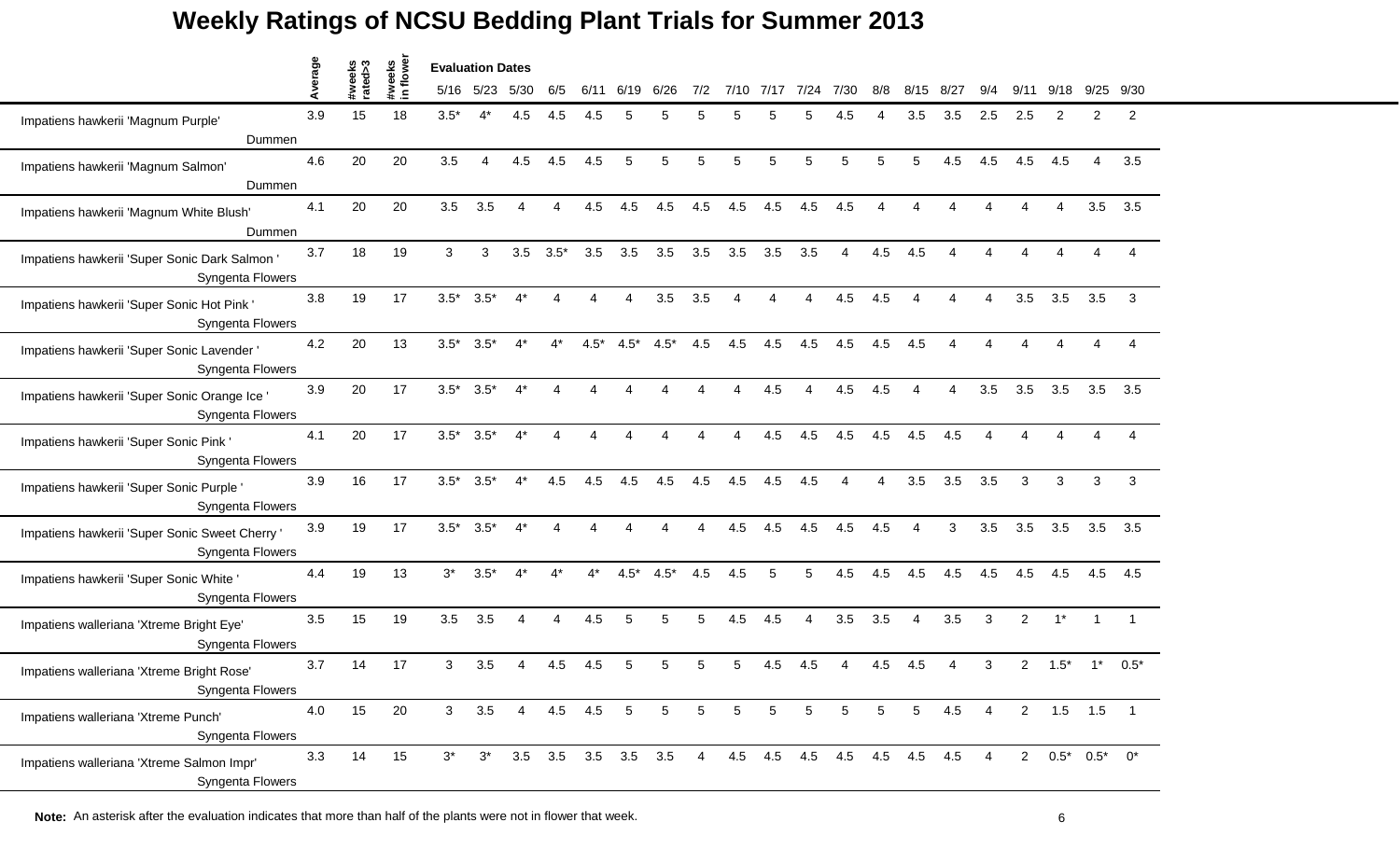# Weekly Ratings of NCSU Bedding Plant Trials for Summer 2013

| | Average | #weeks rated>3 | #weeks in flower | 5/16 | 5/23 | 5/30 | 6/5 | 6/11 | 6/19 | 6/26 | 7/2 | 7/10 | 7/17 | 7/24 | 7/30 | 8/8 | 8/15 | 8/27 | 9/4 | 9/11 | 9/18 | 9/25 | 9/30 |
|---|---|---|---|---|---|---|---|---|---|---|---|---|---|---|---|---|---|---|---|---|---|---|---|
| | | | | Evaluation Dates | | | | | | | | | | | | | | | | | | | |
| Impatiens hawkerii 'Magnum Purple' Dummen | 3.9 | 15 | 18 | 3.5* | 4* | 4.5 | 4.5 | 4.5 | 5 | 5 | 5 | 5 | 5 | 5 | 4.5 | 4 | 3.5 | 3.5 | 2.5 | 2.5 | 2 | 2 | 2 |
| Impatiens hawkerii 'Magnum Salmon' Dummen | 4.6 | 20 | 20 | 3.5 | 4 | 4.5 | 4.5 | 4.5 | 5 | 5 | 5 | 5 | 5 | 5 | 5 | 5 | 5 | 4.5 | 4.5 | 4.5 | 4.5 | 4 | 3.5 |
| Impatiens hawkerii 'Magnum White Blush' Dummen | 4.1 | 20 | 20 | 3.5 | 3.5 | 4 | 4 | 4.5 | 4.5 | 4.5 | 4.5 | 4.5 | 4.5 | 4.5 | 4.5 | 4 | 4 | 4 | 4 | 4 | 4 | 3.5 | 3.5 |
| Impatiens hawkerii 'Super Sonic Dark Salmon ' Syngenta Flowers | 3.7 | 18 | 19 | 3 | 3 | 3.5 | 3.5* | 3.5 | 3.5 | 3.5 | 3.5 | 3.5 | 3.5 | 3.5 | 4 | 4.5 | 4.5 | 4 | 4 | 4 | 4 | 4 | 4 |
| Impatiens hawkerii 'Super Sonic Hot Pink ' Syngenta Flowers | 3.8 | 19 | 17 | 3.5* | 3.5* | 4* | 4 | 4 | 4 | 3.5 | 3.5 | 4 | 4 | 4 | 4.5 | 4.5 | 4 | 4 | 4 | 3.5 | 3.5 | 3.5 | 3 |
| Impatiens hawkerii 'Super Sonic Lavender ' Syngenta Flowers | 4.2 | 20 | 13 | 3.5* | 3.5* | 4* | 4* | 4.5* | 4.5* | 4.5* | 4.5 | 4.5 | 4.5 | 4.5 | 4.5 | 4.5 | 4.5 | 4 | 4 | 4 | 4 | 4 | 4 |
| Impatiens hawkerii 'Super Sonic Orange Ice ' Syngenta Flowers | 3.9 | 20 | 17 | 3.5* | 3.5* | 4* | 4 | 4 | 4 | 4 | 4 | 4 | 4.5 | 4 | 4.5 | 4.5 | 4 | 4 | 3.5 | 3.5 | 3.5 | 3.5 | 3.5 |
| Impatiens hawkerii 'Super Sonic Pink ' Syngenta Flowers | 4.1 | 20 | 17 | 3.5* | 3.5* | 4* | 4 | 4 | 4 | 4 | 4 | 4 | 4.5 | 4.5 | 4.5 | 4.5 | 4.5 | 4.5 | 4 | 4 | 4 | 4 | 4 |
| Impatiens hawkerii 'Super Sonic Purple ' Syngenta Flowers | 3.9 | 16 | 17 | 3.5* | 3.5* | 4* | 4.5 | 4.5 | 4.5 | 4.5 | 4.5 | 4.5 | 4.5 | 4.5 | 4 | 4 | 3.5 | 3.5 | 3.5 | 3 | 3 | 3 | 3 |
| Impatiens hawkerii 'Super Sonic Sweet Cherry ' Syngenta Flowers | 3.9 | 19 | 17 | 3.5* | 3.5* | 4* | 4 | 4 | 4 | 4 | 4 | 4.5 | 4.5 | 4.5 | 4.5 | 4.5 | 4 | 3 | 3.5 | 3.5 | 3.5 | 3.5 | 3.5 |
| Impatiens hawkerii 'Super Sonic White ' Syngenta Flowers | 4.4 | 19 | 13 | 3* | 3.5* | 4* | 4* | 4* | 4.5* | 4.5* | 4.5 | 4.5 | 5 | 5 | 4.5 | 4.5 | 4.5 | 4.5 | 4.5 | 4.5 | 4.5 | 4.5 | 4.5 |
| Impatiens walleriana 'Xtreme Bright Eye' Syngenta Flowers | 3.5 | 15 | 19 | 3.5 | 3.5 | 4 | 4 | 4.5 | 5 | 5 | 5 | 4.5 | 4.5 | 4 | 3.5 | 3.5 | 4 | 3.5 | 3 | 2 | 1* | 1 | 1 |
| Impatiens walleriana 'Xtreme Bright Rose' Syngenta Flowers | 3.7 | 14 | 17 | 3 | 3.5 | 4 | 4.5 | 4.5 | 5 | 5 | 5 | 5 | 4.5 | 4.5 | 4 | 4.5 | 4.5 | 4 | 3 | 2 | 1.5* | 1* | 0.5* |
| Impatiens walleriana 'Xtreme Punch' Syngenta Flowers | 4.0 | 15 | 20 | 3 | 3.5 | 4 | 4.5 | 4.5 | 5 | 5 | 5 | 5 | 5 | 5 | 5 | 5 | 5 | 4.5 | 4 | 2 | 1.5 | 1.5 | 1 |
| Impatiens walleriana 'Xtreme Salmon Impr' Syngenta Flowers | 3.3 | 14 | 15 | 3* | 3* | 3.5 | 3.5 | 3.5 | 3.5 | 3.5 | 4 | 4.5 | 4.5 | 4.5 | 4.5 | 4.5 | 4.5 | 4.5 | 4 | 2 | 0.5* | 0.5* | 0* |

**Note:** An asterisk after the evaluation indicates that more than half of the plants were not in flower that week.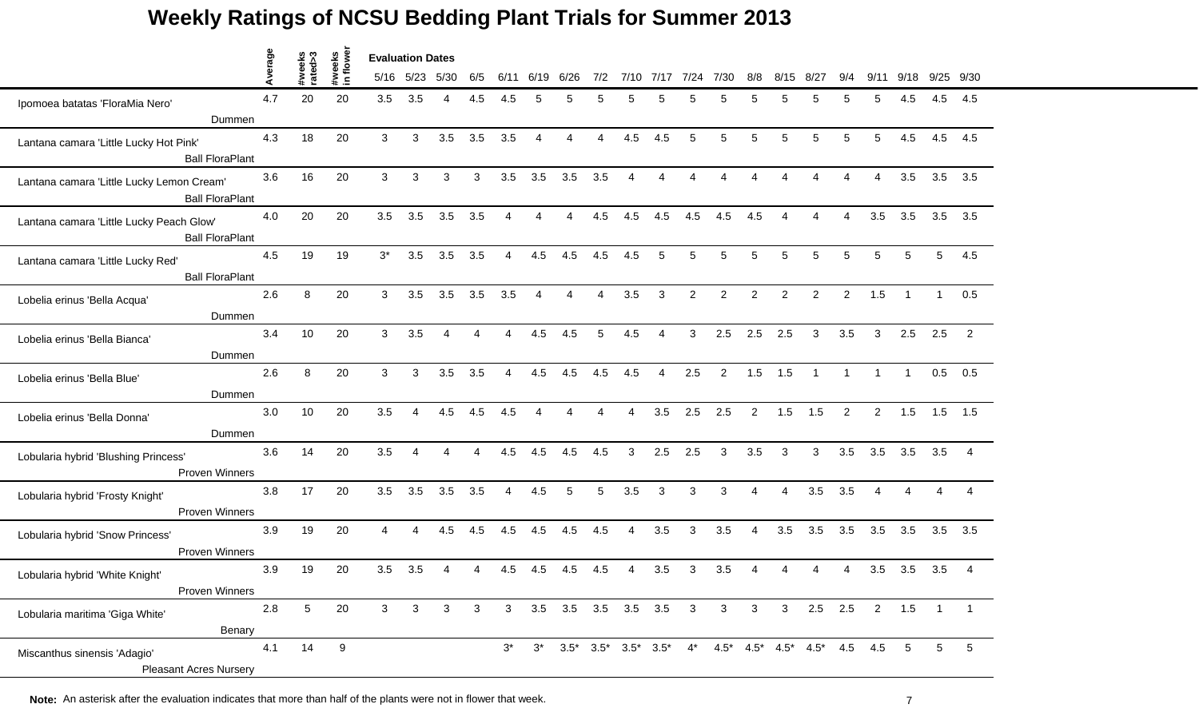# Weekly Ratings of NCSU Bedding Plant Trials for Summer 2013

| | Average | #weeks rated>3 | #weeks in flower | 5/16 | 5/23 | 5/30 | 6/5 | 6/11 | 6/19 | 6/26 | 7/2 | 7/10 | 7/17 | 7/24 | 7/30 | 8/8 | 8/15 | 8/27 | 9/4 | 9/11 | 9/18 | 9/25 | 9/30 |
|---|---|---|---|---|---|---|---|---|---|---|---|---|---|---|---|---|---|---|---|---|---|---|---|
| | | | | **Evaluation Dates** | | | | | | | | | | | | | | | | | | | |
| Ipomoea batatas 'FloraMia Nero' Dummen | 4.7 | 20 | 20 | 3.5 | 3.5 | 4 | 4.5 | 4.5 | 5 | 5 | 5 | 5 | 5 | 5 | 5 | 5 | 5 | 5 | 5 | 5 | 4.5 | 4.5 | 4.5 |
| Lantana camara 'Little Lucky Hot Pink' Ball FloraPlant | 4.3 | 18 | 20 | 3 | 3 | 3.5 | 3.5 | 3.5 | 4 | 4 | 4 | 4.5 | 4.5 | 5 | 5 | 5 | 5 | 5 | 5 | 5 | 4.5 | 4.5 | 4.5 |
| Lantana camara 'Little Lucky Lemon Cream' Ball FloraPlant | 3.6 | 16 | 20 | 3 | 3 | 3 | 3 | 3.5 | 3.5 | 3.5 | 3.5 | 4 | 4 | 4 | 4 | 4 | 4 | 4 | 4 | 4 | 3.5 | 3.5 | 3.5 |
| Lantana camara 'Little Lucky Peach Glow' Ball FloraPlant | 4.0 | 20 | 20 | 3.5 | 3.5 | 3.5 | 3.5 | 4 | 4 | 4 | 4.5 | 4.5 | 4.5 | 4.5 | 4.5 | 4.5 | 4 | 4 | 4 | 3.5 | 3.5 | 3.5 | 3.5 |
| Lantana camara 'Little Lucky Red' Ball FloraPlant | 4.5 | 19 | 19 | 3* | 3.5 | 3.5 | 3.5 | 4 | 4.5 | 4.5 | 4.5 | 4.5 | 5 | 5 | 5 | 5 | 5 | 5 | 5 | 5 | 5 | 5 | 4.5 |
| Lobelia erinus 'Bella Acqua' Dummen | 2.6 | 8 | 20 | 3 | 3.5 | 3.5 | 3.5 | 3.5 | 4 | 4 | 4 | 3.5 | 3 | 2 | 2 | 2 | 2 | 2 | 2 | 1.5 | 1 | 1 | 0.5 |
| Lobelia erinus 'Bella Bianca' Dummen | 3.4 | 10 | 20 | 3 | 3.5 | 4 | 4 | 4 | 4.5 | 4.5 | 5 | 4.5 | 4 | 3 | 2.5 | 2.5 | 2.5 | 3 | 3.5 | 3 | 2.5 | 2.5 | 2 |
| Lobelia erinus 'Bella Blue' Dummen | 2.6 | 8 | 20 | 3 | 3 | 3.5 | 3.5 | 4 | 4.5 | 4.5 | 4.5 | 4.5 | 4 | 2.5 | 2 | 1.5 | 1.5 | 1 | 1 | 1 | 1 | 0.5 | 0.5 |
| Lobelia erinus 'Bella Donna' Dummen | 3.0 | 10 | 20 | 3.5 | 4 | 4.5 | 4.5 | 4.5 | 4 | 4 | 4 | 4 | 3.5 | 2.5 | 2.5 | 2 | 1.5 | 1.5 | 2 | 2 | 1.5 | 1.5 | 1.5 |
| Lobularia hybrid 'Blushing Princess' Proven Winners | 3.6 | 14 | 20 | 3.5 | 4 | 4 | 4 | 4.5 | 4.5 | 4.5 | 4.5 | 3 | 2.5 | 2.5 | 3 | 3.5 | 3 | 3 | 3.5 | 3.5 | 3.5 | 3.5 | 4 |
| Lobularia hybrid 'Frosty Knight' Proven Winners | 3.8 | 17 | 20 | 3.5 | 3.5 | 3.5 | 3.5 | 4 | 4.5 | 5 | 5 | 3.5 | 3 | 3 | 3 | 4 | 4 | 3.5 | 3.5 | 4 | 4 | 4 | 4 |
| Lobularia hybrid 'Snow Princess' Proven Winners | 3.9 | 19 | 20 | 4 | 4 | 4.5 | 4.5 | 4.5 | 4.5 | 4.5 | 4.5 | 4 | 3.5 | 3 | 3.5 | 4 | 3.5 | 3.5 | 3.5 | 3.5 | 3.5 | 3.5 | 3.5 |
| Lobularia hybrid 'White Knight' Proven Winners | 3.9 | 19 | 20 | 3.5 | 3.5 | 4 | 4 | 4.5 | 4.5 | 4.5 | 4.5 | 4 | 3.5 | 3 | 3.5 | 4 | 4 | 4 | 4 | 3.5 | 3.5 | 3.5 | 4 |
| Lobularia maritima 'Giga White' Benary | 2.8 | 5 | 20 | 3 | 3 | 3 | 3 | 3 | 3.5 | 3.5 | 3.5 | 3.5 | 3.5 | 3 | 3 | 3 | 3 | 2.5 | 2.5 | 2 | 1.5 | 1 | 1 |
| Miscanthus sinensis 'Adagio' Pleasant Acres Nursery | 4.1 | 14 | 9 | | | | | 3* | 3* | 3.5* | 3.5* | 3.5* | 3.5* | 4* | 4.5* | 4.5* | 4.5* | 4.5* | 4.5 | 4.5 | 5 | 5 | 5 |

**Note:** An asterisk after the evaluation indicates that more than half of the plants were not in flower that week.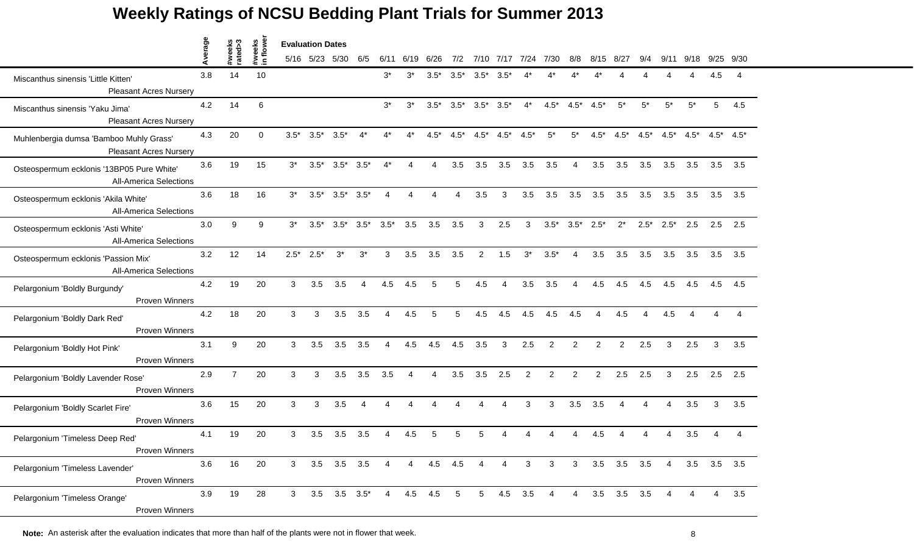# Weekly Ratings of NCSU Bedding Plant Trials for Summer 2013

| | Average | #weeks rated>3 | #weeks in flower | 5/16 | 5/23 | 5/30 | 6/5 | 6/11 | 6/19 | 6/26 | 7/2 | 7/10 | 7/17 | 7/24 | 7/30 | 8/8 | 8/15 | 8/27 | 9/4 | 9/11 | 9/18 | 9/25 | 9/30 |
|---|---|---|---|---|---|---|---|---|---|---|---|---|---|---|---|---|---|---|---|---|---|---|---|
| | | | | **Evaluation Dates** | | | | | | | | | | | | | | | | | | | |
| Miscanthus sinensis 'Little Kitten' Pleasant Acres Nursery | 3.8 | 14 | 10 | | | | | 3* | 3* | 3.5* | 3.5* | 3.5* | 3.5* | 4* | 4* | 4* | 4* | 4 | 4 | 4 | 4 | 4.5 | 4 |
| Miscanthus sinensis 'Yaku Jima' Pleasant Acres Nursery | 4.2 | 14 | 6 | | | | | 3* | 3* | 3.5* | 3.5* | 3.5* | 3.5* | 4* | 4.5* | 4.5* | 4.5* | 5* | 5* | 5* | 5* | 5 | 4.5 |
| Muhlenbergia dumsa 'Bamboo Muhly Grass' Pleasant Acres Nursery | 4.3 | 20 | 0 | 3.5* | 3.5* | 3.5* | 4* | 4* | 4* | 4.5* | 4.5* | 4.5* | 4.5* | 4.5* | 5* | 5* | 4.5* | 4.5* | 4.5* | 4.5* | 4.5* | 4.5* | 4.5* |
| Osteospermum ecklonis '13BP05 Pure White' All-America Selections | 3.6 | 19 | 15 | 3* | 3.5* | 3.5* | 3.5* | 4* | 4 | 4 | 3.5 | 3.5 | 3.5 | 3.5 | 3.5 | 4 | 3.5 | 3.5 | 3.5 | 3.5 | 3.5 | 3.5 | 3.5 |
| Osteospermum ecklonis 'Akila White' All-America Selections | 3.6 | 18 | 16 | 3* | 3.5* | 3.5* | 3.5* | 4 | 4 | 4 | 4 | 3.5 | 3 | 3.5 | 3.5 | 3.5 | 3.5 | 3.5 | 3.5 | 3.5 | 3.5 | 3.5 | 3.5 |
| Osteospermum ecklonis 'Asti White' All-America Selections | 3.0 | 9 | 9 | 3* | 3.5* | 3.5* | 3.5* | 3.5* | 3.5 | 3.5 | 3.5 | 3 | 2.5 | 3 | 3.5* | 3.5* | 2.5* | 2* | 2.5* | 2.5* | 2.5 | 2.5 | 2.5 |
| Osteospermum ecklonis 'Passion Mix' All-America Selections | 3.2 | 12 | 14 | 2.5* | 2.5* | 3* | 3* | 3 | 3.5 | 3.5 | 3.5 | 2 | 1.5 | 3* | 3.5* | 4 | 3.5 | 3.5 | 3.5 | 3.5 | 3.5 | 3.5 | 3.5 |
| Pelargonium 'Boldly Burgundy' Proven Winners | 4.2 | 19 | 20 | 3 | 3.5 | 3.5 | 4 | 4.5 | 4.5 | 5 | 5 | 4.5 | 4 | 3.5 | 3.5 | 4 | 4.5 | 4.5 | 4.5 | 4.5 | 4.5 | 4.5 | 4.5 |
| Pelargonium 'Boldly Dark Red' Proven Winners | 4.2 | 18 | 20 | 3 | 3 | 3.5 | 3.5 | 4 | 4.5 | 5 | 5 | 4.5 | 4.5 | 4.5 | 4.5 | 4.5 | 4 | 4.5 | 4 | 4.5 | 4 | 4 | 4 |
| Pelargonium 'Boldly Hot Pink' Proven Winners | 3.1 | 9 | 20 | 3 | 3.5 | 3.5 | 3.5 | 4 | 4.5 | 4.5 | 4.5 | 3.5 | 3 | 2.5 | 2 | 2 | 2 | 2 | 2.5 | 3 | 2.5 | 3 | 3.5 |
| Pelargonium 'Boldly Lavender Rose' Proven Winners | 2.9 | 7 | 20 | 3 | 3 | 3.5 | 3.5 | 3.5 | 4 | 4 | 3.5 | 3.5 | 2.5 | 2 | 2 | 2 | 2 | 2.5 | 2.5 | 3 | 2.5 | 2.5 | 2.5 |
| Pelargonium 'Boldly Scarlet Fire' Proven Winners | 3.6 | 15 | 20 | 3 | 3 | 3.5 | 4 | 4 | 4 | 4 | 4 | 4 | 4 | 3 | 3 | 3.5 | 3.5 | 4 | 4 | 4 | 3.5 | 3 | 3.5 |
| Pelargonium 'Timeless Deep Red' Proven Winners | 4.1 | 19 | 20 | 3 | 3.5 | 3.5 | 3.5 | 4 | 4.5 | 5 | 5 | 5 | 4 | 4 | 4 | 4 | 4.5 | 4 | 4 | 4 | 3.5 | 4 | 4 |
| Pelargonium 'Timeless Lavender' Proven Winners | 3.6 | 16 | 20 | 3 | 3.5 | 3.5 | 3.5 | 4 | 4 | 4.5 | 4.5 | 4 | 4 | 3 | 3 | 3 | 3.5 | 3.5 | 3.5 | 4 | 3.5 | 3.5 | 3.5 |
| Pelargonium 'Timeless Orange' Proven Winners | 3.9 | 19 | 28 | 3 | 3.5 | 3.5 | 3.5* | 4 | 4.5 | 4.5 | 5 | 5 | 4.5 | 3.5 | 4 | 4 | 3.5 | 3.5 | 3.5 | 4 | 4 | 4 | 3.5 |

**Note:** An asterisk after the evaluation indicates that more than half of the plants were not in flower that week.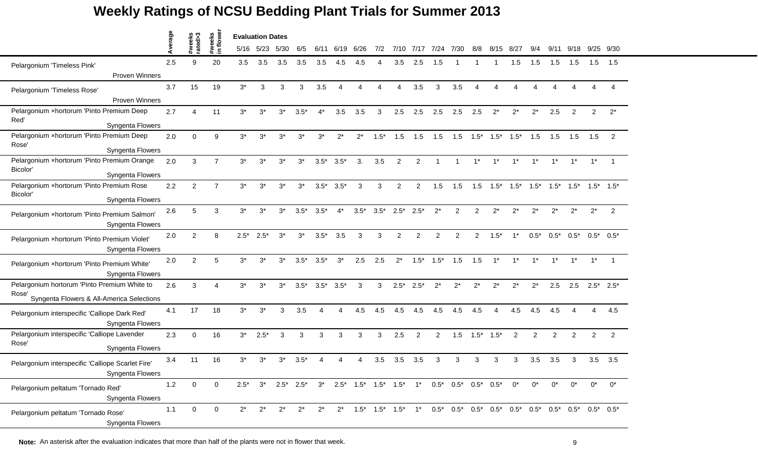# Weekly Ratings of NCSU Bedding Plant Trials for Summer 2013

| | Average | #weeks rated>3 | #weeks in flower | 5/16 | 5/23 | 5/30 | 6/5 | 6/11 | 6/19 | 6/26 | 7/2 | 7/10 | 7/17 | 7/24 | 7/30 | 8/8 | 8/15 | 8/27 | 9/4 | 9/11 | 9/18 | 9/25 | 9/30 |
|---|---|---|---|---|---|---|---|---|---|---|---|---|---|---|---|---|---|---|---|---|---|---|---|
| | | | | Evaluation Dates | | | | | | | | | | | | | | | | | | | |
| Pelargonium 'Timeless Pink' Proven Winners | 2.5 | 9 | 20 | 3.5 | 3.5 | 3.5 | 3.5 | 3.5 | 4.5 | 4.5 | 4 | 3.5 | 2.5 | 1.5 | 1 | 1 | 1 | 1.5 | 1.5 | 1.5 | 1.5 | 1.5 | 1.5 |
| Pelargonium 'Timeless Rose' Proven Winners | 3.7 | 15 | 19 | 3* | 3 | 3 | 3 | 3.5 | 4 | 4 | 4 | 4 | 3.5 | 3 | 3.5 | 4 | 4 | 4 | 4 | 4 | 4 | 4 | 4 |
| Pelargonium ×hortorum 'Pinto Premium Deep Red' Syngenta Flowers | 2.7 | 4 | 11 | 3* | 3* | 3* | 3.5* | 4* | 3.5 | 3.5 | 3 | 2.5 | 2.5 | 2.5 | 2.5 | 2.5 | 2* | 2* | 2* | 2.5 | 2 | 2 | 2* |
| Pelargonium ×hortorum 'Pinto Premium Deep Rose' Syngenta Flowers | 2.0 | 0 | 9 | 3* | 3* | 3* | 3* | 3* | 2* | 2* | 1.5* | 1.5 | 1.5 | 1.5 | 1.5 | 1.5* | 1.5* | 1.5* | 1.5 | 1.5 | 1.5 | 1.5 | 2 |
| Pelargonium ×hortorum 'Pinto Premium Orange Bicolor' Syngenta Flowers | 2.0 | 3 | 7 | 3* | 3* | 3* | 3* | 3.5* | 3.5* | 3. | 3.5 | 2 | 2 | 1 | 1 | 1* | 1* | 1* | 1* | 1* | 1* | 1* | 1 |
| Pelargonium ×hortorum 'Pinto Premium Rose Bicolor' Syngenta Flowers | 2.2 | 2 | 7 | 3* | 3* | 3* | 3* | 3.5* | 3.5* | 3 | 3 | 2 | 2 | 1.5 | 1.5 | 1.5 | 1.5* | 1.5* | 1.5* | 1.5* | 1.5* | 1.5* | 1.5* |
| Pelargonium ×hortorum 'Pinto Premium Salmon' Syngenta Flowers | 2.6 | 5 | 3 | 3* | 3* | 3* | 3.5* | 3.5* | 4* | 3.5* | 3.5* | 2.5* | 2.5* | 2* | 2 | 2 | 2* | 2* | 2* | 2* | 2* | 2* | 2 |
| Pelargonium ×hortorum 'Pinto Premium Violet' Syngenta Flowers | 2.0 | 2 | 8 | 2.5* | 2.5* | 3* | 3* | 3.5* | 3.5 | 3 | 3 | 2 | 2 | 2 | 2 | 2 | 1.5* | 1* | 0.5* | 0.5* | 0.5* | 0.5* | 0.5* |
| Pelargonium ×hortorum 'Pinto Premium White' Syngenta Flowers | 2.0 | 2 | 5 | 3* | 3* | 3* | 3.5* | 3.5* | 3* | 2.5 | 2.5 | 2* | 1.5* | 1.5* | 1.5 | 1.5 | 1* | 1* | 1* | 1* | 1* | 1* | 1 |
| Pelargonium hortorum 'Pinto Premium White to Rose' Syngenta Flowers & All-America Selections | 2.6 | 3 | 4 | 3* | 3* | 3* | 3.5* | 3.5* | 3.5* | 3 | 3 | 2.5* | 2.5* | 2* | 2* | 2* | 2* | 2* | 2* | 2.5 | 2.5 | 2.5* | 2.5* |
| Pelargonium interspecific 'Calliope Dark Red' Syngenta Flowers | 4.1 | 17 | 18 | 3* | 3* | 3 | 3.5 | 4 | 4 | 4.5 | 4.5 | 4.5 | 4.5 | 4.5 | 4.5 | 4.5 | 4 | 4.5 | 4.5 | 4.5 | 4 | 4 | 4.5 |
| Pelargonium interspecific 'Calliope Lavender Rose' Syngenta Flowers | 2.3 | 0 | 16 | 3* | 2.5* | 3 | 3 | 3 | 3 | 3 | 3 | 2.5 | 2 | 2 | 1.5 | 1.5* | 1.5* | 2 | 2 | 2 | 2 | 2 | 2 |
| Pelargonium interspecific 'Calliope Scarlet Fire' Syngenta Flowers | 3.4 | 11 | 16 | 3* | 3* | 3* | 3.5* | 4 | 4 | 4 | 3.5 | 3.5 | 3.5 | 3 | 3 | 3 | 3 | 3 | 3.5 | 3.5 | 3 | 3.5 | 3.5 |
| Pelargonium peltatum 'Tornado Red' Syngenta Flowers | 1.2 | 0 | 0 | 2.5* | 3* | 2.5* | 2.5* | 3* | 2.5* | 1.5* | 1.5* | 1.5* | 1* | 0.5* | 0.5* | 0.5* | 0.5* | 0* | 0* | 0* | 0* | 0* | 0* |
| Pelargonium peltatum 'Tornado Rose' Syngenta Flowers | 1.1 | 0 | 0 | 2* | 2* | 2* | 2* | 2* | 2* | 1.5* | 1.5* | 1.5* | 1* | 0.5* | 0.5* | 0.5* | 0.5* | 0.5* | 0.5* | 0.5* | 0.5* | 0.5* | 0.5* |

**Note:** An asterisk after the evaluation indicates that more than half of the plants were not in flower that week.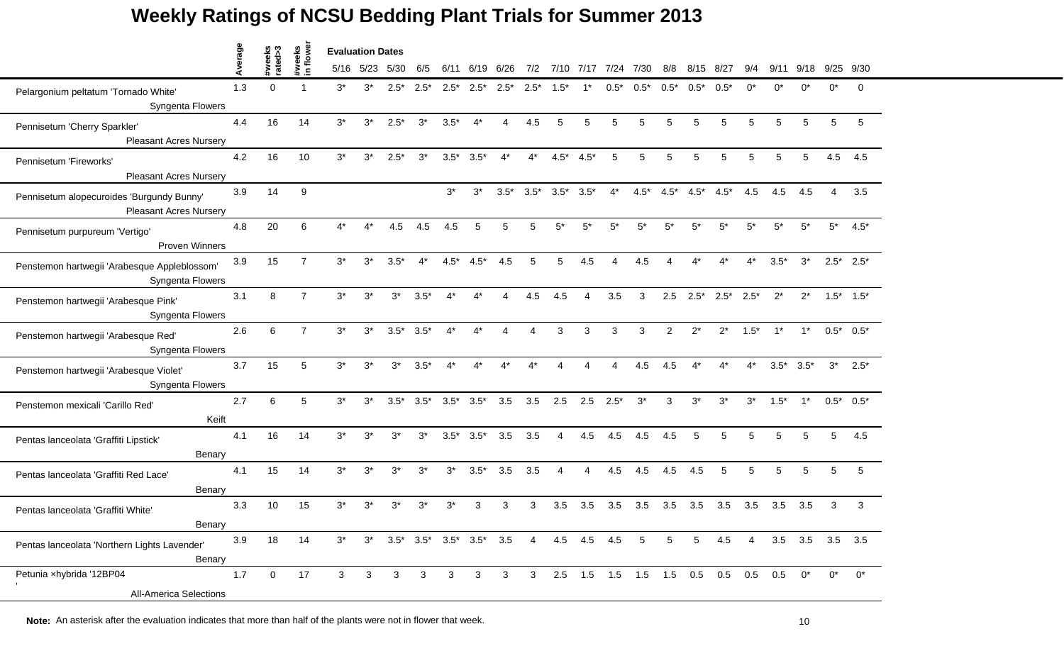# Weekly Ratings of NCSU Bedding Plant Trials for Summer 2013

| | Average | #weeks rated>3 | #weeks in flower | Evaluation Dates 5/16 | 5/23 | 5/30 | 6/5 | 6/11 | 6/19 | 6/26 | 7/2 | 7/10 | 7/17 | 7/24 | 7/30 | 8/8 | 8/15 | 8/27 | 9/4 | 9/11 | 9/18 | 9/25 | 9/30 |
|---|---|---|---|---|---|---|---|---|---|---|---|---|---|---|---|---|---|---|---|---|---|---|---|
| Pelargonium peltatum 'Tornado White' Syngenta Flowers | 1.3 | 0 | 1 | 3* | 3* | 2.5* | 2.5* | 2.5* | 2.5* | 2.5* | 2.5* | 1.5* | 1* | 0.5* | 0.5* | 0.5* | 0.5* | 0.5* | 0* | 0* | 0* | 0* | 0 |
| Pennisetum 'Cherry Sparkler' Pleasant Acres Nursery | 4.4 | 16 | 14 | 3* | 3* | 2.5* | 3* | 3.5* | 4* | 4 | 4.5 | 5 | 5 | 5 | 5 | 5 | 5 | 5 | 5 | 5 | 5 | 5 | 5 |
| Pennisetum 'Fireworks' Pleasant Acres Nursery | 4.2 | 16 | 10 | 3* | 3* | 2.5* | 3* | 3.5* | 3.5* | 4* | 4* | 4.5* | 4.5* | 5 | 5 | 5 | 5 | 5 | 5 | 5 | 5 | 4.5 | 4.5 |
| Pennisetum alopecuroides 'Burgundy Bunny' Pleasant Acres Nursery | 3.9 | 14 | 9 | | | | | 3* | 3* | 3.5* | 3.5* | 3.5* | 3.5* | 4* | 4.5* | 4.5* | 4.5* | 4.5* | 4.5 | 4.5 | 4.5 | 4 | 3.5 |
| Pennisetum purpureum 'Vertigo' Proven Winners | 4.8 | 20 | 6 | 4* | 4* | 4.5 | 4.5 | 4.5 | 5 | 5 | 5 | 5* | 5* | 5* | 5* | 5* | 5* | 5* | 5* | 5* | 5* | 5* | 4.5* |
| Penstemon hartwegii 'Arabesque Appleblossom' Syngenta Flowers | 3.9 | 15 | 7 | 3* | 3* | 3.5* | 4* | 4.5* | 4.5* | 4.5 | 5 | 5 | 4.5 | 4 | 4.5 | 4 | 4* | 4* | 4* | 3.5* | 3* | 2.5* | 2.5* |
| Penstemon hartwegii 'Arabesque Pink' Syngenta Flowers | 3.1 | 8 | 7 | 3* | 3* | 3* | 3.5* | 4* | 4* | 4 | 4.5 | 4.5 | 4 | 3.5 | 3 | 2.5 | 2.5* | 2.5* | 2.5* | 2* | 2* | 1.5* | 1.5* |
| Penstemon hartwegii 'Arabesque Red' Syngenta Flowers | 2.6 | 6 | 7 | 3* | 3* | 3.5* | 3.5* | 4* | 4* | 4 | 4 | 3 | 3 | 3 | 3 | 2 | 2* | 2* | 1.5* | 1* | 1* | 0.5* | 0.5* |
| Penstemon hartwegii 'Arabesque Violet' Syngenta Flowers | 3.7 | 15 | 5 | 3* | 3* | 3* | 3.5* | 4* | 4* | 4* | 4* | 4 | 4 | 4 | 4.5 | 4.5 | 4* | 4* | 4* | 3.5* | 3.5* | 3* | 2.5* |
| Penstemon mexicali 'Carillo Red' Keift | 2.7 | 6 | 5 | 3* | 3* | 3.5* | 3.5* | 3.5* | 3.5* | 3.5 | 3.5 | 2.5 | 2.5 | 2.5* | 3* | 3 | 3* | 3* | 3* | 1.5* | 1* | 0.5* | 0.5* |
| Pentas lanceolata 'Graffiti Lipstick' Benary | 4.1 | 16 | 14 | 3* | 3* | 3* | 3* | 3.5* | 3.5* | 3.5 | 3.5 | 4 | 4.5 | 4.5 | 4.5 | 4.5 | 5 | 5 | 5 | 5 | 5 | 5 | 4.5 |
| Pentas lanceolata 'Graffiti Red Lace' Benary | 4.1 | 15 | 14 | 3* | 3* | 3* | 3* | 3* | 3.5* | 3.5 | 3.5 | 4 | 4 | 4.5 | 4.5 | 4.5 | 4.5 | 5 | 5 | 5 | 5 | 5 | 5 |
| Pentas lanceolata 'Graffiti White' Benary | 3.3 | 10 | 15 | 3* | 3* | 3* | 3* | 3* | 3 | 3 | 3 | 3.5 | 3.5 | 3.5 | 3.5 | 3.5 | 3.5 | 3.5 | 3.5 | 3.5 | 3.5 | 3 | 3 |
| Pentas lanceolata 'Northern Lights Lavender' Benary | 3.9 | 18 | 14 | 3* | 3* | 3.5* | 3.5* | 3.5* | 3.5* | 3.5 | 4 | 4.5 | 4.5 | 4.5 | 5 | 5 | 5 | 4.5 | 4 | 3.5 | 3.5 | 3.5 | 3.5 |
| Petunia ×hybrida '12BP04 ' All-America Selections | 1.7 | 0 | 17 | 3 | 3 | 3 | 3 | 3 | 3 | 3 | 3 | 2.5 | 1.5 | 1.5 | 1.5 | 1.5 | 0.5 | 0.5 | 0.5 | 0.5 | 0* | 0* | 0* |

**Note:** An asterisk after the evaluation indicates that more than half of the plants were not in flower that week.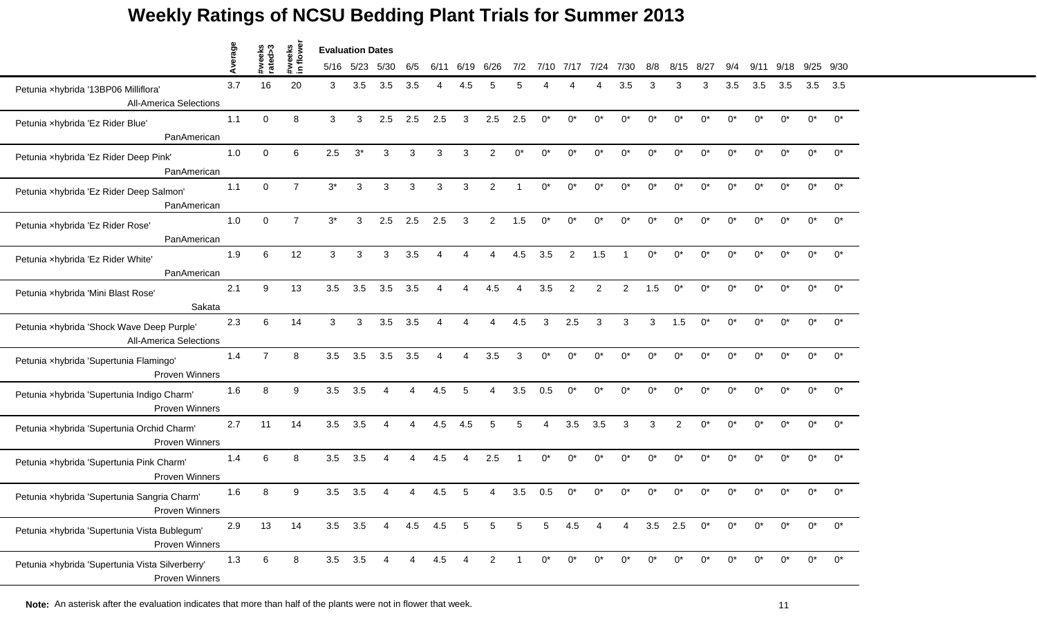# Weekly Ratings of NCSU Bedding Plant Trials for Summer 2013

| | Average | #weeks rated>3 | #weeks in flower | Evaluation Dates 5/16 | 5/23 | 5/30 | 6/5 | 6/11 | 6/19 | 6/26 | 7/2 | 7/10 | 7/17 | 7/24 | 7/30 | 8/8 | 8/15 | 8/27 | 9/4 | 9/11 | 9/18 | 9/25 | 9/30 |
|---|---|---|---|---|---|---|---|---|---|---|---|---|---|---|---|---|---|---|---|---|---|---|---|
| Petunia ×hybrida '13BP06 Milliflora' All-America Selections | 3.7 | 16 | 20 | 3 | 3.5 | 3.5 | 3.5 | 4 | 4.5 | 5 | 5 | 4 | 4 | 4 | 3.5 | 3 | 3 | 3 | 3.5 | 3.5 | 3.5 | 3.5 | 3.5 |
| Petunia ×hybrida 'Ez Rider Blue' PanAmerican | 1.1 | 0 | 8 | 3 | 3 | 2.5 | 2.5 | 2.5 | 3 | 2.5 | 2.5 | 0* | 0* | 0* | 0* | 0* | 0* | 0* | 0* | 0* | 0* | 0* | 0* |
| Petunia ×hybrida 'Ez Rider Deep Pink' PanAmerican | 1.0 | 0 | 6 | 2.5 | 3* | 3 | 3 | 3 | 3 | 2 | 0* | 0* | 0* | 0* | 0* | 0* | 0* | 0* | 0* | 0* | 0* | 0* | 0* |
| Petunia ×hybrida 'Ez Rider Deep Salmon' PanAmerican | 1.1 | 0 | 7 | 3* | 3 | 3 | 3 | 3 | 3 | 2 | 1 | 0* | 0* | 0* | 0* | 0* | 0* | 0* | 0* | 0* | 0* | 0* | 0* |
| Petunia ×hybrida 'Ez Rider Rose' PanAmerican | 1.0 | 0 | 7 | 3* | 3 | 2.5 | 2.5 | 2.5 | 3 | 2 | 1.5 | 0* | 0* | 0* | 0* | 0* | 0* | 0* | 0* | 0* | 0* | 0* | 0* |
| Petunia ×hybrida 'Ez Rider White' PanAmerican | 1.9 | 6 | 12 | 3 | 3 | 3 | 3.5 | 4 | 4 | 4 | 4.5 | 3.5 | 2 | 1.5 | 1 | 0* | 0* | 0* | 0* | 0* | 0* | 0* | 0* |
| Petunia ×hybrida 'Mini Blast Rose' Sakata | 2.1 | 9 | 13 | 3.5 | 3.5 | 3.5 | 3.5 | 4 | 4 | 4.5 | 4 | 3.5 | 2 | 2 | 2 | 1.5 | 0* | 0* | 0* | 0* | 0* | 0* | 0* |
| Petunia ×hybrida 'Shock Wave Deep Purple' All-America Selections | 2.3 | 6 | 14 | 3 | 3 | 3.5 | 3.5 | 4 | 4 | 4 | 4.5 | 3 | 2.5 | 3 | 3 | 3 | 1.5 | 0* | 0* | 0* | 0* | 0* | 0* |
| Petunia ×hybrida 'Supertunia Flamingo' Proven Winners | 1.4 | 7 | 8 | 3.5 | 3.5 | 3.5 | 3.5 | 4 | 4 | 3.5 | 3 | 0* | 0* | 0* | 0* | 0* | 0* | 0* | 0* | 0* | 0* | 0* | 0* |
| Petunia ×hybrida 'Supertunia Indigo Charm' Proven Winners | 1.6 | 8 | 9 | 3.5 | 3.5 | 4 | 4 | 4.5 | 5 | 4 | 3.5 | 0.5 | 0* | 0* | 0* | 0* | 0* | 0* | 0* | 0* | 0* | 0* | 0* |
| Petunia ×hybrida 'Supertunia Orchid Charm' Proven Winners | 2.7 | 11 | 14 | 3.5 | 3.5 | 4 | 4 | 4.5 | 4.5 | 5 | 5 | 4 | 3.5 | 3.5 | 3 | 3 | 2 | 0* | 0* | 0* | 0* | 0* | 0* |
| Petunia ×hybrida 'Supertunia Pink Charm' Proven Winners | 1.4 | 6 | 8 | 3.5 | 3.5 | 4 | 4 | 4.5 | 4 | 2.5 | 1 | 0* | 0* | 0* | 0* | 0* | 0* | 0* | 0* | 0* | 0* | 0* | 0* |
| Petunia ×hybrida 'Supertunia Sangria Charm' Proven Winners | 1.6 | 8 | 9 | 3.5 | 3.5 | 4 | 4 | 4.5 | 5 | 4 | 3.5 | 0.5 | 0* | 0* | 0* | 0* | 0* | 0* | 0* | 0* | 0* | 0* | 0* |
| Petunia ×hybrida 'Supertunia Vista Bublegum' Proven Winners | 2.9 | 13 | 14 | 3.5 | 3.5 | 4 | 4.5 | 4.5 | 5 | 5 | 5 | 5 | 4.5 | 4 | 4 | 3.5 | 2.5 | 0* | 0* | 0* | 0* | 0* | 0* |
| Petunia ×hybrida 'Supertunia Vista Silverberry' Proven Winners | 1.3 | 6 | 8 | 3.5 | 3.5 | 4 | 4 | 4.5 | 4 | 2 | 1 | 0* | 0* | 0* | 0* | 0* | 0* | 0* | 0* | 0* | 0* | 0* | 0* |

**Note:** An asterisk after the evaluation indicates that more than half of the plants were not in flower that week.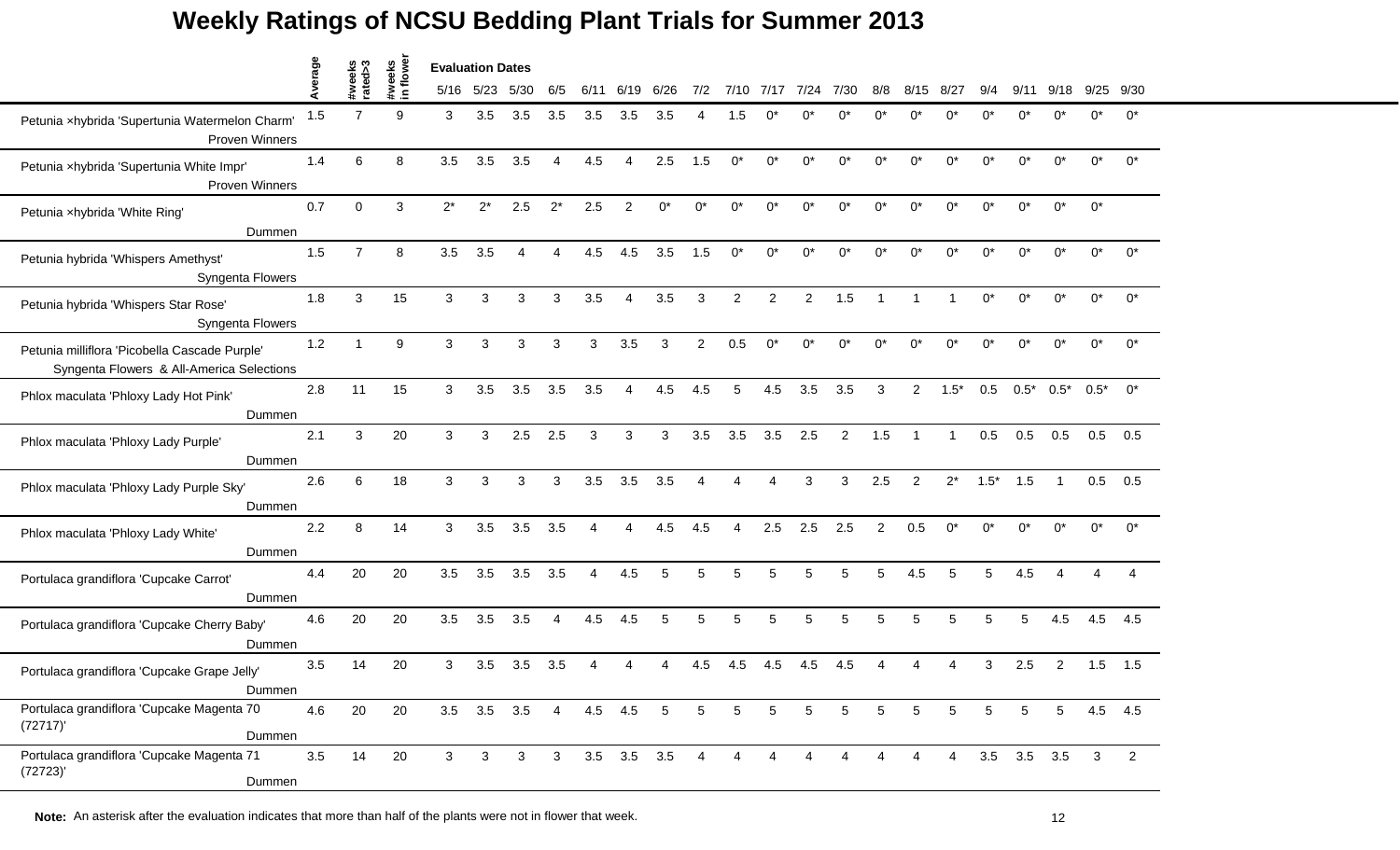# Weekly Ratings of NCSU Bedding Plant Trials for Summer 2013

| | Average | #weeks rated>3 | #weeks in flower | Evaluation Dates 5/16 | 5/23 | 5/30 | 6/5 | 6/11 | 6/19 | 6/26 | 7/2 | 7/10 | 7/17 | 7/24 | 7/30 | 8/8 | 8/15 | 8/27 | 9/4 | 9/11 | 9/18 | 9/25 | 9/30 |
|---|---|---|---|---|---|---|---|---|---|---|---|---|---|---|---|---|---|---|---|---|---|---|---|
| Petunia ×hybrida 'Supertunia Watermelon Charm' Proven Winners | 1.5 | 7 | 9 | 3 | 3.5 | 3.5 | 3.5 | 3.5 | 3.5 | 3.5 | 4 | 1.5 | 0* | 0* | 0* | 0* | 0* | 0* | 0* | 0* | 0* | 0* | 0* |
| Petunia ×hybrida 'Supertunia White Impr' Proven Winners | 1.4 | 6 | 8 | 3.5 | 3.5 | 3.5 | 4 | 4.5 | 4 | 2.5 | 1.5 | 0* | 0* | 0* | 0* | 0* | 0* | 0* | 0* | 0* | 0* | 0* | 0* |
| Petunia ×hybrida 'White Ring' Dummen | 0.7 | 0 | 3 | 2* | 2* | 2.5 | 2* | 2.5 | 2 | 0* | 0* | 0* | 0* | 0* | 0* | 0* | 0* | 0* | 0* | 0* | 0* | 0* | |
| Petunia hybrida 'Whispers Amethyst' Syngenta Flowers | 1.5 | 7 | 8 | 3.5 | 3.5 | 4 | 4 | 4.5 | 4.5 | 3.5 | 1.5 | 0* | 0* | 0* | 0* | 0* | 0* | 0* | 0* | 0* | 0* | 0* | 0* |
| Petunia hybrida 'Whispers Star Rose' Syngenta Flowers | 1.8 | 3 | 15 | 3 | 3 | 3 | 3 | 3.5 | 4 | 3.5 | 3 | 2 | 2 | 2 | 1.5 | 1 | 1 | 1 | 0* | 0* | 0* | 0* | 0* |
| Petunia milliflora 'Picobella Cascade Purple' Syngenta Flowers & All-America Selections | 1.2 | 1 | 9 | 3 | 3 | 3 | 3 | 3 | 3.5 | 3 | 2 | 0.5 | 0* | 0* | 0* | 0* | 0* | 0* | 0* | 0* | 0* | 0* | 0* |
| Phlox maculata 'Phloxy Lady Hot Pink' Dummen | 2.8 | 11 | 15 | 3 | 3.5 | 3.5 | 3.5 | 3.5 | 4 | 4.5 | 4.5 | 5 | 4.5 | 3.5 | 3.5 | 3 | 2 | 1.5* | 0.5 | 0.5* | 0.5* | 0.5* | 0* |
| Phlox maculata 'Phloxy Lady Purple' Dummen | 2.1 | 3 | 20 | 3 | 3 | 2.5 | 2.5 | 3 | 3 | 3 | 3.5 | 3.5 | 3.5 | 2.5 | 2 | 1.5 | 1 | 1 | 0.5 | 0.5 | 0.5 | 0.5 | 0.5 |
| Phlox maculata 'Phloxy Lady Purple Sky' Dummen | 2.6 | 6 | 18 | 3 | 3 | 3 | 3 | 3.5 | 3.5 | 3.5 | 4 | 4 | 4 | 3 | 3 | 2.5 | 2 | 2* | 1.5* | 1.5 | 1 | 0.5 | 0.5 |
| Phlox maculata 'Phloxy Lady White' Dummen | 2.2 | 8 | 14 | 3 | 3.5 | 3.5 | 3.5 | 4 | 4 | 4.5 | 4.5 | 4 | 2.5 | 2.5 | 2.5 | 2 | 0.5 | 0* | 0* | 0* | 0* | 0* | 0* |
| Portulaca grandiflora 'Cupcake Carrot' Dummen | 4.4 | 20 | 20 | 3.5 | 3.5 | 3.5 | 3.5 | 4 | 4.5 | 5 | 5 | 5 | 5 | 5 | 5 | 5 | 4.5 | 5 | 5 | 4.5 | 4 | 4 | 4 |
| Portulaca grandiflora 'Cupcake Cherry Baby' Dummen | 4.6 | 20 | 20 | 3.5 | 3.5 | 3.5 | 4 | 4.5 | 4.5 | 5 | 5 | 5 | 5 | 5 | 5 | 5 | 5 | 5 | 5 | 5 | 4.5 | 4.5 | 4.5 |
| Portulaca grandiflora 'Cupcake Grape Jelly' Dummen | 3.5 | 14 | 20 | 3 | 3.5 | 3.5 | 3.5 | 4 | 4 | 4 | 4.5 | 4.5 | 4.5 | 4.5 | 4.5 | 4 | 4 | 4 | 3 | 2.5 | 2 | 1.5 | 1.5 |
| Portulaca grandiflora 'Cupcake Magenta 70 (72717)' Dummen | 4.6 | 20 | 20 | 3.5 | 3.5 | 3.5 | 4 | 4.5 | 4.5 | 5 | 5 | 5 | 5 | 5 | 5 | 5 | 5 | 5 | 5 | 5 | 5 | 4.5 | 4.5 |
| Portulaca grandiflora 'Cupcake Magenta 71 (72723)' Dummen | 3.5 | 14 | 20 | 3 | 3 | 3 | 3 | 3.5 | 3.5 | 3.5 | 4 | 4 | 4 | 4 | 4 | 4 | 4 | 4 | 3.5 | 3.5 | 3.5 | 3 | 2 |

**Note:** An asterisk after the evaluation indicates that more than half of the plants were not in flower that week.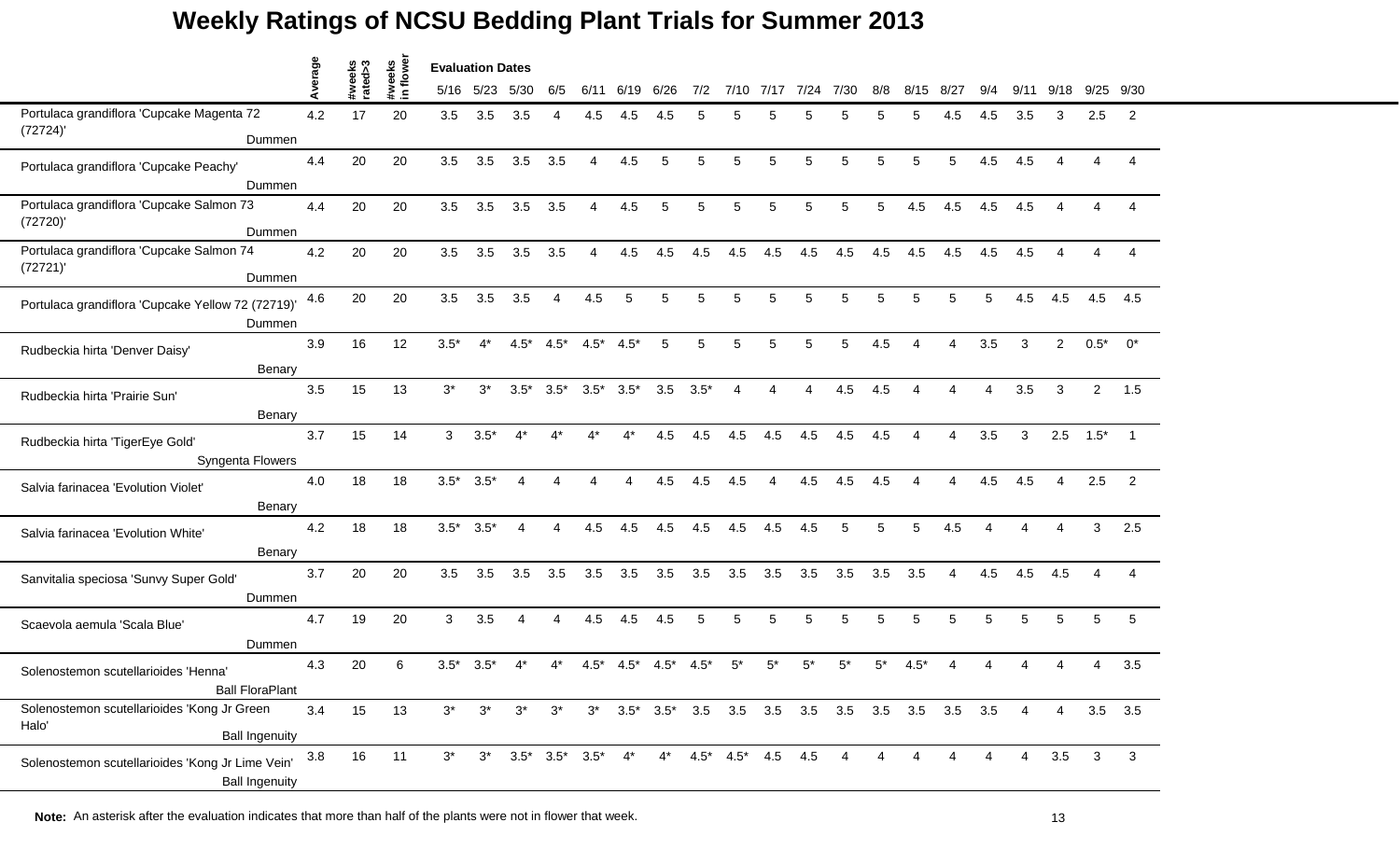# Weekly Ratings of NCSU Bedding Plant Trials for Summer 2013

| | Average | #weeks rated>3 | #weeks in flower | 5/16 | 5/23 | 5/30 | 6/5 | 6/11 | 6/19 | 6/26 | 7/2 | 7/10 | 7/17 | 7/24 | 7/30 | 8/8 | 8/15 | 8/27 | 9/4 | 9/11 | 9/18 | 9/25 | 9/30 |
|---|---|---|---|---|---|---|---|---|---|---|---|---|---|---|---|---|---|---|---|---|---|---|---|
| | | | | Evaluation Dates | | | | | | | | | | | | | | | | | | | |
| Portulaca grandiflora 'Cupcake Magenta 72 (72724)' Dummen | 4.2 | 17 | 20 | 3.5 | 3.5 | 3.5 | 4 | 4.5 | 4.5 | 4.5 | 5 | 5 | 5 | 5 | 5 | 5 | 5 | 4.5 | 4.5 | 3.5 | 3 | 2.5 | 2 |
| Portulaca grandiflora 'Cupcake Peachy' Dummen | 4.4 | 20 | 20 | 3.5 | 3.5 | 3.5 | 3.5 | 4 | 4.5 | 5 | 5 | 5 | 5 | 5 | 5 | 5 | 5 | 5 | 4.5 | 4.5 | 4 | 4 | 4 |
| Portulaca grandiflora 'Cupcake Salmon 73 (72720)' Dummen | 4.4 | 20 | 20 | 3.5 | 3.5 | 3.5 | 3.5 | 4 | 4.5 | 5 | 5 | 5 | 5 | 5 | 5 | 5 | 4.5 | 4.5 | 4.5 | 4.5 | 4 | 4 | 4 |
| Portulaca grandiflora 'Cupcake Salmon 74 (72721)' Dummen | 4.2 | 20 | 20 | 3.5 | 3.5 | 3.5 | 3.5 | 4 | 4.5 | 4.5 | 4.5 | 4.5 | 4.5 | 4.5 | 4.5 | 4.5 | 4.5 | 4.5 | 4.5 | 4.5 | 4 | 4 | 4 |
| Portulaca grandiflora 'Cupcake Yellow 72 (72719)' Dummen | 4.6 | 20 | 20 | 3.5 | 3.5 | 3.5 | 4 | 4.5 | 5 | 5 | 5 | 5 | 5 | 5 | 5 | 5 | 5 | 5 | 5 | 4.5 | 4.5 | 4.5 | 4.5 |
| Rudbeckia hirta 'Denver Daisy' Benary | 3.9 | 16 | 12 | 3.5* | 4* | 4.5* | 4.5* | 4.5* | 4.5* | 5 | 5 | 5 | 5 | 5 | 5 | 4.5 | 4 | 4 | 3.5 | 3 | 2 | 0.5* | 0* |
| Rudbeckia hirta 'Prairie Sun' Benary | 3.5 | 15 | 13 | 3* | 3* | 3.5* | 3.5* | 3.5* | 3.5* | 3.5 | 3.5* | 4 | 4 | 4 | 4.5 | 4.5 | 4 | 4 | 4 | 3.5 | 3 | 2 | 1.5 |
| Rudbeckia hirta 'TigerEye Gold' Syngenta Flowers | 3.7 | 15 | 14 | 3 | 3.5* | 4* | 4* | 4* | 4* | 4.5 | 4.5 | 4.5 | 4.5 | 4.5 | 4.5 | 4.5 | 4 | 4 | 3.5 | 3 | 2.5 | 1.5* | 1 |
| Salvia farinacea 'Evolution Violet' Benary | 4.0 | 18 | 18 | 3.5* | 3.5* | 4 | 4 | 4 | 4 | 4.5 | 4.5 | 4.5 | 4 | 4.5 | 4.5 | 4.5 | 4 | 4 | 4.5 | 4.5 | 4 | 2.5 | 2 |
| Salvia farinacea 'Evolution White' Benary | 4.2 | 18 | 18 | 3.5* | 3.5* | 4 | 4 | 4.5 | 4.5 | 4.5 | 4.5 | 4.5 | 4.5 | 4.5 | 5 | 5 | 5 | 4.5 | 4 | 4 | 4 | 3 | 2.5 |
| Sanvitalia speciosa 'Sunvy Super Gold' Dummen | 3.7 | 20 | 20 | 3.5 | 3.5 | 3.5 | 3.5 | 3.5 | 3.5 | 3.5 | 3.5 | 3.5 | 3.5 | 3.5 | 3.5 | 3.5 | 3.5 | 4 | 4.5 | 4.5 | 4.5 | 4 | 4 |
| Scaevola aemula 'Scala Blue' Dummen | 4.7 | 19 | 20 | 3 | 3.5 | 4 | 4 | 4.5 | 4.5 | 4.5 | 5 | 5 | 5 | 5 | 5 | 5 | 5 | 5 | 5 | 5 | 5 | 5 | 5 |
| Solenostemon scutellarioides 'Henna' Ball FloraPlant | 4.3 | 20 | 6 | 3.5* | 3.5* | 4* | 4* | 4.5* | 4.5* | 4.5* | 4.5* | 5* | 5* | 5* | 5* | 5* | 4.5* | 4 | 4 | 4 | 4 | 4 | 3.5 |
| Solenostemon scutellarioides 'Kong Jr Green Halo' Ball Ingenuity | 3.4 | 15 | 13 | 3* | 3* | 3* | 3* | 3* | 3.5* | 3.5* | 3.5 | 3.5 | 3.5 | 3.5 | 3.5 | 3.5 | 3.5 | 3.5 | 3.5 | 4 | 4 | 3.5 | 3.5 |
| Solenostemon scutellarioides 'Kong Jr Lime Vein' Ball Ingenuity | 3.8 | 16 | 11 | 3* | 3* | 3.5* | 3.5* | 3.5* | 4* | 4* | 4.5* | 4.5* | 4.5 | 4.5 | 4 | 4 | 4 | 4 | 4 | 4 | 3.5 | 3 | 3 |

**Note:** An asterisk after the evaluation indicates that more than half of the plants were not in flower that week.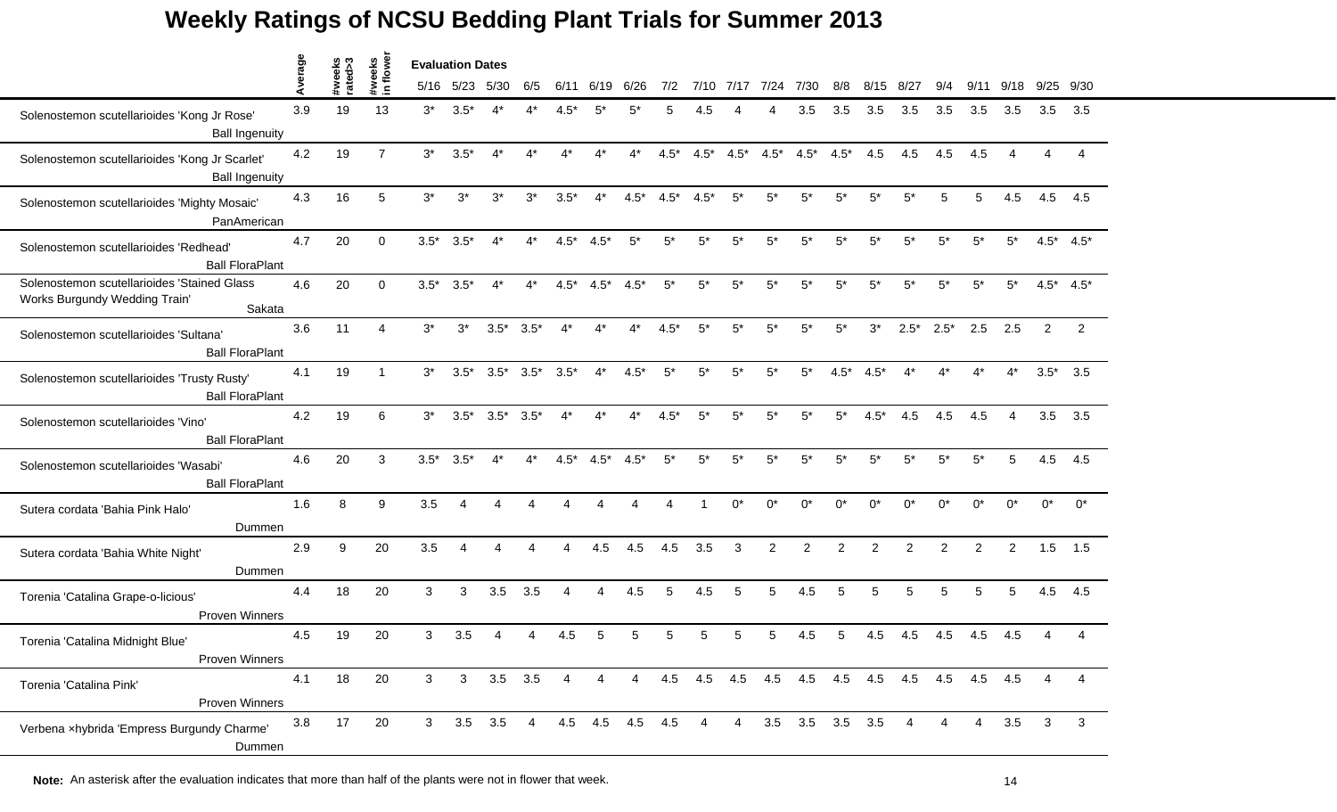# Weekly Ratings of NCSU Bedding Plant Trials for Summer 2013

| | Average | #weeks rated>3 | #weeks in flower | 5/16 | 5/23 | 5/30 | 6/5 | 6/11 | 6/19 | 6/26 | 7/2 | 7/10 | 7/17 | 7/24 | 7/30 | 8/8 | 8/15 | 8/27 | 9/4 | 9/11 | 9/18 | 9/25 | 9/30 |
|---|---|---|---|---|---|---|---|---|---|---|---|---|---|---|---|---|---|---|---|---|---|---|---|
| | | | | Evaluation Dates | | | | | | | | | | | | | | | | | | | |
| Solenostemon scutellarioides 'Kong Jr Rose' Ball Ingenuity | 3.9 | 19 | 13 | 3* | 3.5* | 4* | 4* | 4.5* | 5* | 5* | 5 | 4.5 | 4 | 4 | 3.5 | 3.5 | 3.5 | 3.5 | 3.5 | 3.5 | 3.5 | 3.5 | 3.5 |
| Solenostemon scutellarioides 'Kong Jr Scarlet' Ball Ingenuity | 4.2 | 19 | 7 | 3* | 3.5* | 4* | 4* | 4* | 4* | 4* | 4.5* | 4.5* | 4.5* | 4.5* | 4.5* | 4.5* | 4.5 | 4.5 | 4.5 | 4.5 | 4 | 4 | 4 |
| Solenostemon scutellarioides 'Mighty Mosaic' PanAmerican | 4.3 | 16 | 5 | 3* | 3* | 3* | 3* | 3.5* | 4* | 4.5* | 4.5* | 4.5* | 5* | 5* | 5* | 5* | 5* | 5* | 5 | 5 | 4.5 | 4.5 | 4.5 |
| Solenostemon scutellarioides 'Redhead' Ball FloraPlant | 4.7 | 20 | 0 | 3.5* | 3.5* | 4* | 4* | 4.5* | 4.5* | 5* | 5* | 5* | 5* | 5* | 5* | 5* | 5* | 5* | 5* | 5* | 5* | 4.5* | 4.5* |
| Solenostemon scutellarioides 'Stained Glass Works Burgundy Wedding Train' Sakata | 4.6 | 20 | 0 | 3.5* | 3.5* | 4* | 4* | 4.5* | 4.5* | 4.5* | 5* | 5* | 5* | 5* | 5* | 5* | 5* | 5* | 5* | 5* | 5* | 4.5* | 4.5* |
| Solenostemon scutellarioides 'Sultana' Ball FloraPlant | 3.6 | 11 | 4 | 3* | 3* | 3.5* | 3.5* | 4* | 4* | 4* | 4.5* | 5* | 5* | 5* | 5* | 5* | 3* | 2.5* | 2.5* | 2.5 | 2.5 | 2 | 2 |
| Solenostemon scutellarioides 'Trusty Rusty' Ball FloraPlant | 4.1 | 19 | 1 | 3* | 3.5* | 3.5* | 3.5* | 3.5* | 4* | 4.5* | 5* | 5* | 5* | 5* | 5* | 4.5* | 4.5* | 4* | 4* | 4* | 4* | 3.5* | 3.5 |
| Solenostemon scutellarioides 'Vino' Ball FloraPlant | 4.2 | 19 | 6 | 3* | 3.5* | 3.5* | 3.5* | 4* | 4* | 4* | 4.5* | 5* | 5* | 5* | 5* | 5* | 4.5* | 4.5 | 4.5 | 4.5 | 4 | 3.5 | 3.5 |
| Solenostemon scutellarioides 'Wasabi' Ball FloraPlant | 4.6 | 20 | 3 | 3.5* | 3.5* | 4* | 4* | 4.5* | 4.5* | 4.5* | 5* | 5* | 5* | 5* | 5* | 5* | 5* | 5* | 5* | 5* | 5 | 4.5 | 4.5 |
| Sutera cordata 'Bahia Pink Halo' Dummen | 1.6 | 8 | 9 | 3.5 | 4 | 4 | 4 | 4 | 4 | 4 | 4 | 1 | 0* | 0* | 0* | 0* | 0* | 0* | 0* | 0* | 0* | 0* | 0* |
| Sutera cordata 'Bahia White Night' Dummen | 2.9 | 9 | 20 | 3.5 | 4 | 4 | 4 | 4 | 4.5 | 4.5 | 4.5 | 3.5 | 3 | 2 | 2 | 2 | 2 | 2 | 2 | 2 | 2 | 1.5 | 1.5 |
| Torenia 'Catalina Grape-o-licious' Proven Winners | 4.4 | 18 | 20 | 3 | 3 | 3.5 | 3.5 | 4 | 4 | 4.5 | 5 | 4.5 | 5 | 5 | 4.5 | 5 | 5 | 5 | 5 | 5 | 5 | 4.5 | 4.5 |
| Torenia 'Catalina Midnight Blue' Proven Winners | 4.5 | 19 | 20 | 3 | 3.5 | 4 | 4 | 4.5 | 5 | 5 | 5 | 5 | 5 | 5 | 4.5 | 5 | 4.5 | 4.5 | 4.5 | 4.5 | 4.5 | 4 | 4 |
| Torenia 'Catalina Pink' Proven Winners | 4.1 | 18 | 20 | 3 | 3 | 3.5 | 3.5 | 4 | 4 | 4 | 4.5 | 4.5 | 4.5 | 4.5 | 4.5 | 4.5 | 4.5 | 4.5 | 4.5 | 4.5 | 4.5 | 4 | 4 |
| Verbena ×hybrida 'Empress Burgundy Charme' Dummen | 3.8 | 17 | 20 | 3 | 3.5 | 3.5 | 4 | 4.5 | 4.5 | 4.5 | 4.5 | 4 | 4 | 3.5 | 3.5 | 3.5 | 3.5 | 4 | 4 | 4 | 3.5 | 3 | 3 |

**Note:** An asterisk after the evaluation indicates that more than half of the plants were not in flower that week.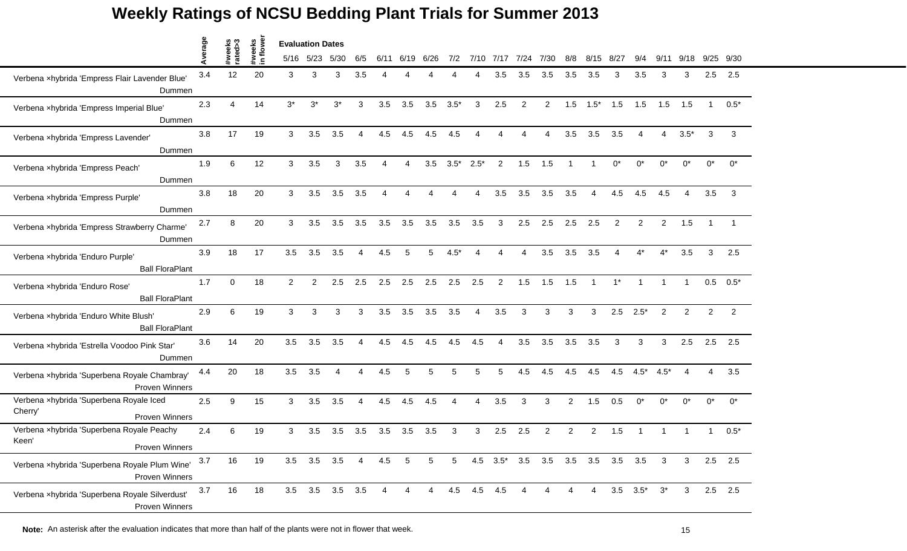# Weekly Ratings of NCSU Bedding Plant Trials for Summer 2013

| | Average | #weeks rated>3 | #weeks in flower | Evaluation Dates 5/16 | 5/23 | 5/30 | 6/5 | 6/11 | 6/19 | 6/26 | 7/2 | 7/10 | 7/17 | 7/24 | 7/30 | 8/8 | 8/15 | 8/27 | 9/4 | 9/11 | 9/18 | 9/25 | 9/30 |
|---|---|---|---|---|---|---|---|---|---|---|---|---|---|---|---|---|---|---|---|---|---|---|---|
| Verbena ×hybrida 'Empress Flair Lavender Blue' Dummen | 3.4 | 12 | 20 | 3 | 3 | 3 | 3.5 | 4 | 4 | 4 | 4 | 4 | 3.5 | 3.5 | 3.5 | 3.5 | 3.5 | 3 | 3.5 | 3 | 3 | 2.5 | 2.5 |
| Verbena ×hybrida 'Empress Imperial Blue' Dummen | 2.3 | 4 | 14 | 3* | 3* | 3* | 3 | 3.5 | 3.5 | 3.5 | 3.5* | 3 | 2.5 | 2 | 2 | 1.5 | 1.5* | 1.5 | 1.5 | 1.5 | 1.5 | 1 | 0.5* |
| Verbena ×hybrida 'Empress Lavender' Dummen | 3.8 | 17 | 19 | 3 | 3.5 | 3.5 | 4 | 4.5 | 4.5 | 4.5 | 4.5 | 4 | 4 | 4 | 4 | 3.5 | 3.5 | 3.5 | 4 | 4 | 3.5* | 3 | 3 |
| Verbena ×hybrida 'Empress Peach' Dummen | 1.9 | 6 | 12 | 3 | 3.5 | 3 | 3.5 | 4 | 4 | 3.5 | 3.5* | 2.5* | 2 | 1.5 | 1.5 | 1 | 1 | 0* | 0* | 0* | 0* | 0* | 0* |
| Verbena ×hybrida 'Empress Purple' Dummen | 3.8 | 18 | 20 | 3 | 3.5 | 3.5 | 3.5 | 4 | 4 | 4 | 4 | 4 | 3.5 | 3.5 | 3.5 | 3.5 | 4 | 4.5 | 4.5 | 4.5 | 4 | 3.5 | 3 |
| Verbena ×hybrida 'Empress Strawberry Charme' Dummen | 2.7 | 8 | 20 | 3 | 3.5 | 3.5 | 3.5 | 3.5 | 3.5 | 3.5 | 3.5 | 3.5 | 3 | 2.5 | 2.5 | 2.5 | 2.5 | 2 | 2 | 2 | 1.5 | 1 | 1 |
| Verbena ×hybrida 'Enduro Purple' Ball FloraPlant | 3.9 | 18 | 17 | 3.5 | 3.5 | 3.5 | 4 | 4.5 | 5 | 5 | 4.5* | 4 | 4 | 4 | 3.5 | 3.5 | 3.5 | 4 | 4* | 4* | 3.5 | 3 | 2.5 |
| Verbena ×hybrida 'Enduro Rose' Ball FloraPlant | 1.7 | 0 | 18 | 2 | 2 | 2.5 | 2.5 | 2.5 | 2.5 | 2.5 | 2.5 | 2.5 | 2 | 1.5 | 1.5 | 1.5 | 1 | 1* | 1 | 1 | 1 | 0.5 | 0.5* |
| Verbena ×hybrida 'Enduro White Blush' Ball FloraPlant | 2.9 | 6 | 19 | 3 | 3 | 3 | 3 | 3.5 | 3.5 | 3.5 | 3.5 | 4 | 3.5 | 3 | 3 | 3 | 3 | 2.5 | 2.5* | 2 | 2 | 2 | 2 |
| Verbena ×hybrida 'Estrella Voodoo Pink Star' Dummen | 3.6 | 14 | 20 | 3.5 | 3.5 | 3.5 | 4 | 4.5 | 4.5 | 4.5 | 4.5 | 4.5 | 4 | 3.5 | 3.5 | 3.5 | 3.5 | 3 | 3 | 3 | 2.5 | 2.5 | 2.5 |
| Verbena ×hybrida 'Superbena Royale Chambray' Proven Winners | 4.4 | 20 | 18 | 3.5 | 3.5 | 4 | 4 | 4.5 | 5 | 5 | 5 | 5 | 5 | 4.5 | 4.5 | 4.5 | 4.5 | 4.5 | 4.5* | 4.5* | 4 | 4 | 3.5 |
| Verbena ×hybrida 'Superbena Royale Iced Cherry' Proven Winners | 2.5 | 9 | 15 | 3 | 3.5 | 3.5 | 4 | 4.5 | 4.5 | 4.5 | 4 | 4 | 3.5 | 3 | 3 | 2 | 1.5 | 0.5 | 0* | 0* | 0* | 0* | 0* |
| Verbena ×hybrida 'Superbena Royale Peachy Keen' Proven Winners | 2.4 | 6 | 19 | 3 | 3.5 | 3.5 | 3.5 | 3.5 | 3.5 | 3.5 | 3 | 3 | 2.5 | 2.5 | 2 | 2 | 2 | 1.5 | 1 | 1 | 1 | 1 | 0.5* |
| Verbena ×hybrida 'Superbena Royale Plum Wine' Proven Winners | 3.7 | 16 | 19 | 3.5 | 3.5 | 3.5 | 4 | 4.5 | 5 | 5 | 5 | 4.5 | 3.5* | 3.5 | 3.5 | 3.5 | 3.5 | 3.5 | 3.5 | 3 | 3 | 2.5 | 2.5 |
| Verbena ×hybrida 'Superbena Royale Silverdust' Proven Winners | 3.7 | 16 | 18 | 3.5 | 3.5 | 3.5 | 3.5 | 4 | 4 | 4 | 4.5 | 4.5 | 4.5 | 4 | 4 | 4 | 4 | 3.5 | 3.5* | 3* | 3 | 2.5 | 2.5 |

**Note:** An asterisk after the evaluation indicates that more than half of the plants were not in flower that week.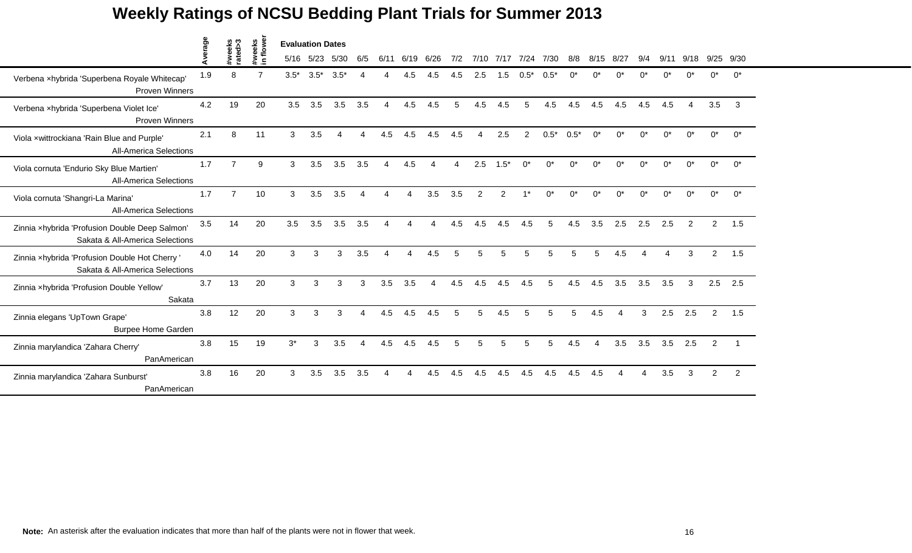# Weekly Ratings of NCSU Bedding Plant Trials for Summer 2013

| | Average | #weeks rated>3 | #weeks in flower | Evaluation Dates 5/16 | 5/23 | 5/30 | 6/5 | 6/11 | 6/19 | 6/26 | 7/2 | 7/10 | 7/17 | 7/24 | 7/30 | 8/8 | 8/15 | 8/27 | 9/4 | 9/11 | 9/18 | 9/25 | 9/30 |
|---|---|---|---|---|---|---|---|---|---|---|---|---|---|---|---|---|---|---|---|---|---|---|---|
| Verbena ×hybrida 'Superbena Royale Whitecap' Proven Winners | 1.9 | 8 | 7 | 3.5* | 3.5* | 3.5* | 4 | 4 | 4.5 | 4.5 | 4.5 | 2.5 | 1.5 | 0.5* | 0.5* | 0* | 0* | 0* | 0* | 0* | 0* | 0* | 0* |
| Verbena ×hybrida 'Superbena Violet Ice' Proven Winners | 4.2 | 19 | 20 | 3.5 | 3.5 | 3.5 | 3.5 | 4 | 4.5 | 4.5 | 5 | 4.5 | 4.5 | 5 | 4.5 | 4.5 | 4.5 | 4.5 | 4.5 | 4.5 | 4 | 3.5 | 3 |
| Viola ×wittrockiana 'Rain Blue and Purple' All-America Selections | 2.1 | 8 | 11 | 3 | 3.5 | 4 | 4 | 4.5 | 4.5 | 4.5 | 4.5 | 4 | 2.5 | 2 | 0.5* | 0.5* | 0* | 0* | 0* | 0* | 0* | 0* | 0* |
| Viola cornuta 'Endurio Sky Blue Martien' All-America Selections | 1.7 | 7 | 9 | 3 | 3.5 | 3.5 | 3.5 | 4 | 4.5 | 4 | 4 | 2.5 | 1.5* | 0* | 0* | 0* | 0* | 0* | 0* | 0* | 0* | 0* | 0* |
| Viola cornuta 'Shangri-La Marina' All-America Selections | 1.7 | 7 | 10 | 3 | 3.5 | 3.5 | 4 | 4 | 4 | 3.5 | 3.5 | 2 | 2 | 1* | 0* | 0* | 0* | 0* | 0* | 0* | 0* | 0* | 0* |
| Zinnia ×hybrida 'Profusion Double Deep Salmon' Sakata & All-America Selections | 3.5 | 14 | 20 | 3.5 | 3.5 | 3.5 | 3.5 | 4 | 4 | 4 | 4.5 | 4.5 | 4.5 | 4.5 | 5 | 4.5 | 3.5 | 2.5 | 2.5 | 2.5 | 2 | 2 | 1.5 |
| Zinnia ×hybrida 'Profusion Double Hot Cherry ' Sakata & All-America Selections | 4.0 | 14 | 20 | 3 | 3 | 3 | 3.5 | 4 | 4 | 4.5 | 5 | 5 | 5 | 5 | 5 | 5 | 5 | 4.5 | 4 | 4 | 3 | 2 | 1.5 |
| Zinnia ×hybrida 'Profusion Double Yellow' Sakata | 3.7 | 13 | 20 | 3 | 3 | 3 | 3 | 3.5 | 3.5 | 4 | 4.5 | 4.5 | 4.5 | 4.5 | 5 | 4.5 | 4.5 | 3.5 | 3.5 | 3.5 | 3 | 2.5 | 2.5 |
| Zinnia elegans 'UpTown Grape' Burpee Home Garden | 3.8 | 12 | 20 | 3 | 3 | 3 | 4 | 4.5 | 4.5 | 4.5 | 5 | 5 | 4.5 | 5 | 5 | 5 | 4.5 | 4 | 3 | 2.5 | 2.5 | 2 | 1.5 |
| Zinnia marylandica 'Zahara Cherry' PanAmerican | 3.8 | 15 | 19 | 3* | 3 | 3.5 | 4 | 4.5 | 4.5 | 4.5 | 5 | 5 | 5 | 5 | 5 | 4.5 | 4 | 3.5 | 3.5 | 3.5 | 2.5 | 2 | 1 |
| Zinnia marylandica 'Zahara Sunburst' PanAmerican | 3.8 | 16 | 20 | 3 | 3.5 | 3.5 | 3.5 | 4 | 4 | 4.5 | 4.5 | 4.5 | 4.5 | 4.5 | 4.5 | 4.5 | 4.5 | 4 | 4 | 3.5 | 3 | 2 | 2 |

**Note:** An asterisk after the evaluation indicates that more than half of the plants were not in flower that week.